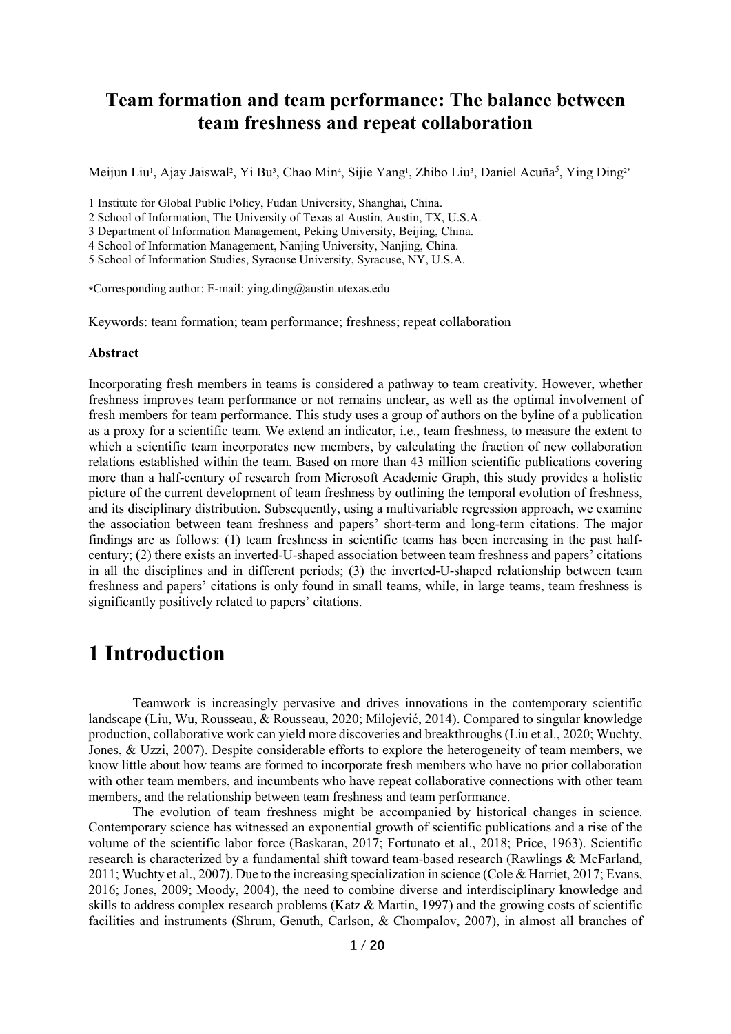# Team formation and team performance: The balance between team freshness and repeat collaboration

Meijun Liu[1], Ajay Jaiswal[2], Yi Bu[3], Chao Min[4], Sijie Yang[1], Zhibo Liu[3], Daniel Acuña[5], Ying Ding[2*]

1 Institute for Global Public Policy, Fudan University, Shanghai, China.
2 School of Information, The University of Texas at Austin, Austin, TX, U.S.A.
3 Department of Information Management, Peking University, Beijing, China.
4 School of Information Management, Nanjing University, Nanjing, China.
5 School of Information Studies, Syracuse University, Syracuse, NY, U.S.A.

*Corresponding author: E-mail: ying.ding@austin.utexas.edu

Keywords: team formation; team performance; freshness; repeat collaboration

**Abstract**

Incorporating fresh members in teams is considered a pathway to team creativity. However, whether freshness improves team performance or not remains unclear, as well as the optimal involvement of fresh members for team performance. This study uses a group of authors on the byline of a publication as a proxy for a scientific team. We extend an indicator, i.e., team freshness, to measure the extent to which a scientific team incorporates new members, by calculating the fraction of new collaboration relations established within the team. Based on more than 43 million scientific publications covering more than a half-century of research from Microsoft Academic Graph, this study provides a holistic picture of the current development of team freshness by outlining the temporal evolution of freshness, and its disciplinary distribution. Subsequently, using a multivariable regression approach, we examine the association between team freshness and papers' short-term and long-term citations. The major findings are as follows: (1) team freshness in scientific teams has been increasing in the past half-century; (2) there exists an inverted-U-shaped association between team freshness and papers' citations in all the disciplines and in different periods; (3) the inverted-U-shaped relationship between team freshness and papers' citations is only found in small teams, while, in large teams, team freshness is significantly positively related to papers' citations.

# 1 Introduction

Teamwork is increasingly pervasive and drives innovations in the contemporary scientific landscape (Liu, Wu, Rousseau, & Rousseau, 2020; Milojević, 2014). Compared to singular knowledge production, collaborative work can yield more discoveries and breakthroughs (Liu et al., 2020; Wuchty, Jones, & Uzzi, 2007). Despite considerable efforts to explore the heterogeneity of team members, we know little about how teams are formed to incorporate fresh members who have no prior collaboration with other team members, and incumbents who have repeat collaborative connections with other team members, and the relationship between team freshness and team performance.

The evolution of team freshness might be accompanied by historical changes in science. Contemporary science has witnessed an exponential growth of scientific publications and a rise of the volume of the scientific labor force (Baskaran, 2017; Fortunato et al., 2018; Price, 1963). Scientific research is characterized by a fundamental shift toward team-based research (Rawlings & McFarland, 2011; Wuchty et al., 2007). Due to the increasing specialization in science (Cole & Harriet, 2017; Evans, 2016; Jones, 2009; Moody, 2004), the need to combine diverse and interdisciplinary knowledge and skills to address complex research problems (Katz & Martin, 1997) and the growing costs of scientific facilities and instruments (Shrum, Genuth, Carlson, & Chompalov, 2007), in almost all branches of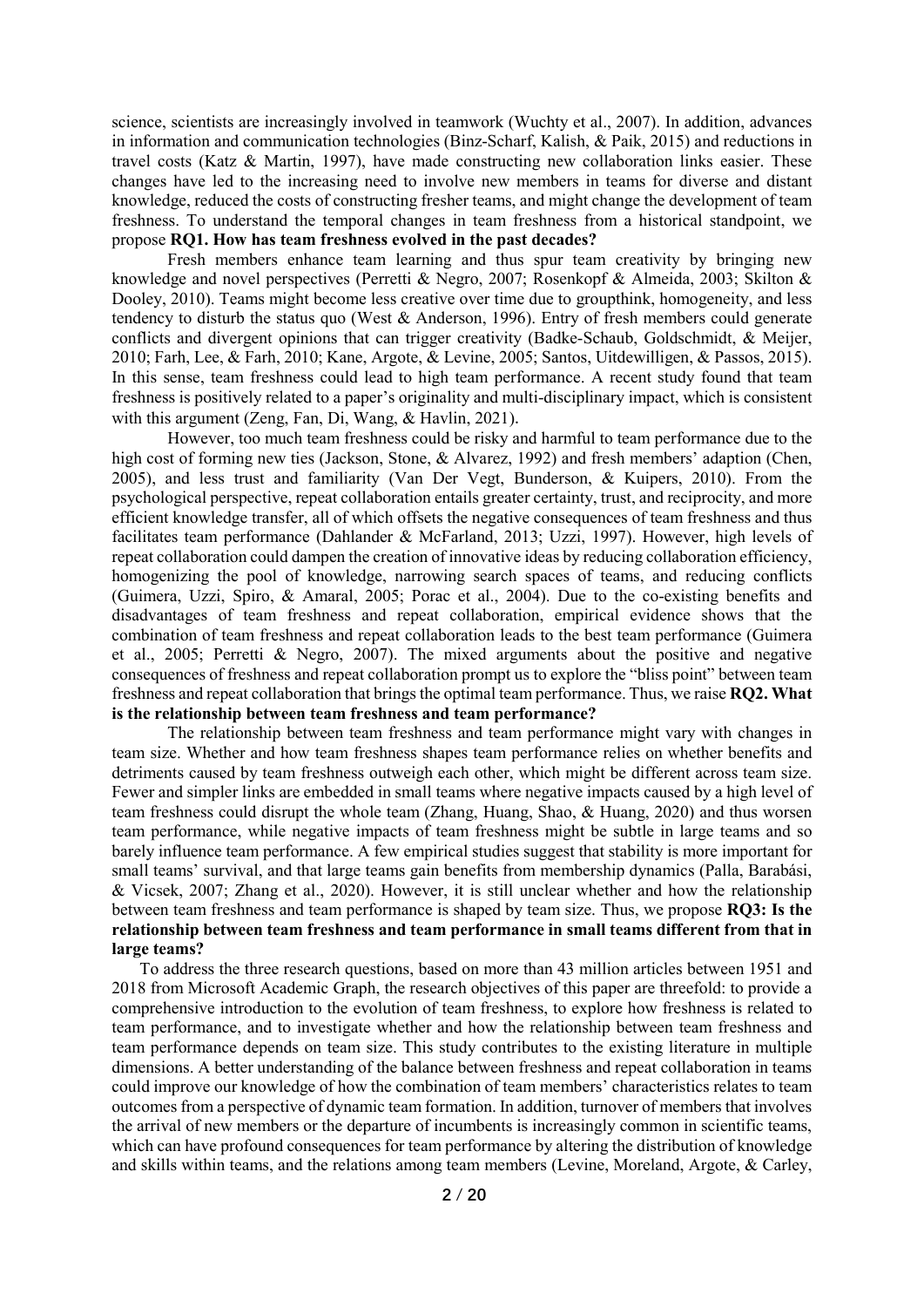science, scientists are increasingly involved in teamwork (Wuchty et al., 2007). In addition, advances in information and communication technologies (Binz-Scharf, Kalish, & Paik, 2015) and reductions in travel costs (Katz & Martin, 1997), have made constructing new collaboration links easier. These changes have led to the increasing need to involve new members in teams for diverse and distant knowledge, reduced the costs of constructing fresher teams, and might change the development of team freshness. To understand the temporal changes in team freshness from a historical standpoint, we propose **RQ1. How has team freshness evolved in the past decades?**

Fresh members enhance team learning and thus spur team creativity by bringing new knowledge and novel perspectives (Perretti & Negro, 2007; Rosenkopf & Almeida, 2003; Skilton & Dooley, 2010). Teams might become less creative over time due to groupthink, homogeneity, and less tendency to disturb the status quo (West & Anderson, 1996). Entry of fresh members could generate conflicts and divergent opinions that can trigger creativity (Badke-Schaub, Goldschmidt, & Meijer, 2010; Farh, Lee, & Farh, 2010; Kane, Argote, & Levine, 2005; Santos, Uitdewilligen, & Passos, 2015). In this sense, team freshness could lead to high team performance. A recent study found that team freshness is positively related to a paper's originality and multi-disciplinary impact, which is consistent with this argument (Zeng, Fan, Di, Wang, & Havlin, 2021).

However, too much team freshness could be risky and harmful to team performance due to the high cost of forming new ties (Jackson, Stone, & Alvarez, 1992) and fresh members' adaption (Chen, 2005), and less trust and familiarity (Van Der Vegt, Bunderson, & Kuipers, 2010). From the psychological perspective, repeat collaboration entails greater certainty, trust, and reciprocity, and more efficient knowledge transfer, all of which offsets the negative consequences of team freshness and thus facilitates team performance (Dahlander & McFarland, 2013; Uzzi, 1997). However, high levels of repeat collaboration could dampen the creation of innovative ideas by reducing collaboration efficiency, homogenizing the pool of knowledge, narrowing search spaces of teams, and reducing conflicts (Guimera, Uzzi, Spiro, & Amaral, 2005; Porac et al., 2004). Due to the co-existing benefits and disadvantages of team freshness and repeat collaboration, empirical evidence shows that the combination of team freshness and repeat collaboration leads to the best team performance (Guimera et al., 2005; Perretti & Negro, 2007). The mixed arguments about the positive and negative consequences of freshness and repeat collaboration prompt us to explore the "bliss point" between team freshness and repeat collaboration that brings the optimal team performance. Thus, we raise **RQ2. What is the relationship between team freshness and team performance?**

The relationship between team freshness and team performance might vary with changes in team size. Whether and how team freshness shapes team performance relies on whether benefits and detriments caused by team freshness outweigh each other, which might be different across team size. Fewer and simpler links are embedded in small teams where negative impacts caused by a high level of team freshness could disrupt the whole team (Zhang, Huang, Shao, & Huang, 2020) and thus worsen team performance, while negative impacts of team freshness might be subtle in large teams and so barely influence team performance. A few empirical studies suggest that stability is more important for small teams' survival, and that large teams gain benefits from membership dynamics (Palla, Barabási, & Vicsek, 2007; Zhang et al., 2020). However, it is still unclear whether and how the relationship between team freshness and team performance is shaped by team size. Thus, we propose **RQ3: Is the relationship between team freshness and team performance in small teams different from that in large teams?**

To address the three research questions, based on more than 43 million articles between 1951 and 2018 from Microsoft Academic Graph, the research objectives of this paper are threefold: to provide a comprehensive introduction to the evolution of team freshness, to explore how freshness is related to team performance, and to investigate whether and how the relationship between team freshness and team performance depends on team size. This study contributes to the existing literature in multiple dimensions. A better understanding of the balance between freshness and repeat collaboration in teams could improve our knowledge of how the combination of team members' characteristics relates to team outcomes from a perspective of dynamic team formation. In addition, turnover of members that involves the arrival of new members or the departure of incumbents is increasingly common in scientific teams, which can have profound consequences for team performance by altering the distribution of knowledge and skills within teams, and the relations among team members (Levine, Moreland, Argote, & Carley,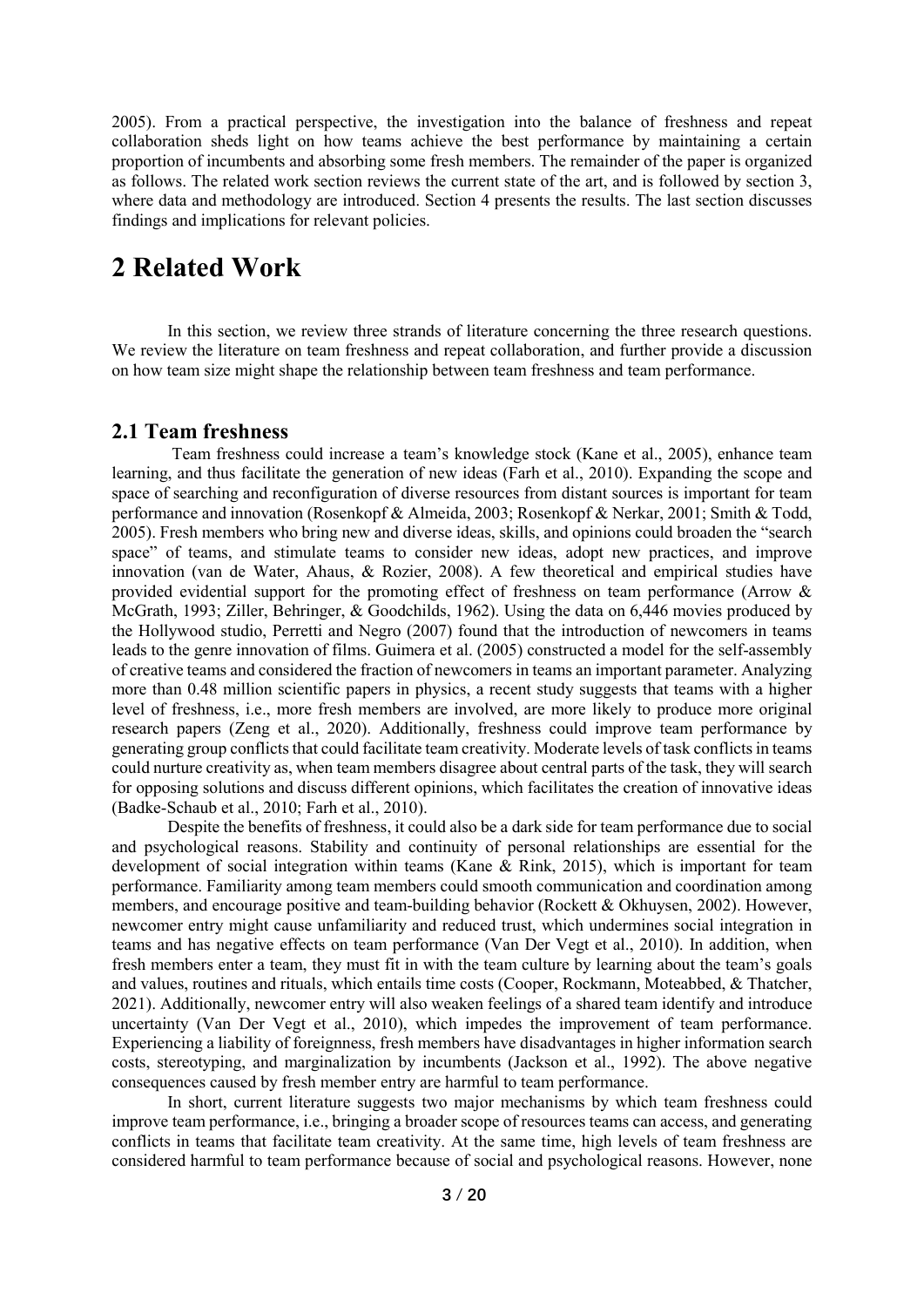2005). From a practical perspective, the investigation into the balance of freshness and repeat collaboration sheds light on how teams achieve the best performance by maintaining a certain proportion of incumbents and absorbing some fresh members. The remainder of the paper is organized as follows. The related work section reviews the current state of the art, and is followed by section 3, where data and methodology are introduced. Section 4 presents the results. The last section discusses findings and implications for relevant policies.

# 2 Related Work

In this section, we review three strands of literature concerning the three research questions. We review the literature on team freshness and repeat collaboration, and further provide a discussion on how team size might shape the relationship between team freshness and team performance.

## 2.1 Team freshness

Team freshness could increase a team's knowledge stock (Kane et al., 2005), enhance team learning, and thus facilitate the generation of new ideas (Farh et al., 2010). Expanding the scope and space of searching and reconfiguration of diverse resources from distant sources is important for team performance and innovation (Rosenkopf & Almeida, 2003; Rosenkopf & Nerkar, 2001; Smith & Todd, 2005). Fresh members who bring new and diverse ideas, skills, and opinions could broaden the "search space" of teams, and stimulate teams to consider new ideas, adopt new practices, and improve innovation (van de Water, Ahaus, & Rozier, 2008). A few theoretical and empirical studies have provided evidential support for the promoting effect of freshness on team performance (Arrow & McGrath, 1993; Ziller, Behringer, & Goodchilds, 1962). Using the data on 6,446 movies produced by the Hollywood studio, Perretti and Negro (2007) found that the introduction of newcomers in teams leads to the genre innovation of films. Guimera et al. (2005) constructed a model for the self-assembly of creative teams and considered the fraction of newcomers in teams an important parameter. Analyzing more than 0.48 million scientific papers in physics, a recent study suggests that teams with a higher level of freshness, i.e., more fresh members are involved, are more likely to produce more original research papers (Zeng et al., 2020). Additionally, freshness could improve team performance by generating group conflicts that could facilitate team creativity. Moderate levels of task conflicts in teams could nurture creativity as, when team members disagree about central parts of the task, they will search for opposing solutions and discuss different opinions, which facilitates the creation of innovative ideas (Badke-Schaub et al., 2010; Farh et al., 2010).

Despite the benefits of freshness, it could also be a dark side for team performance due to social and psychological reasons. Stability and continuity of personal relationships are essential for the development of social integration within teams (Kane & Rink, 2015), which is important for team performance. Familiarity among team members could smooth communication and coordination among members, and encourage positive and team-building behavior (Rockett & Okhuysen, 2002). However, newcomer entry might cause unfamiliarity and reduced trust, which undermines social integration in teams and has negative effects on team performance (Van Der Vegt et al., 2010). In addition, when fresh members enter a team, they must fit in with the team culture by learning about the team's goals and values, routines and rituals, which entails time costs (Cooper, Rockmann, Moteabbed, & Thatcher, 2021). Additionally, newcomer entry will also weaken feelings of a shared team identify and introduce uncertainty (Van Der Vegt et al., 2010), which impedes the improvement of team performance. Experiencing a liability of foreignness, fresh members have disadvantages in higher information search costs, stereotyping, and marginalization by incumbents (Jackson et al., 1992). The above negative consequences caused by fresh member entry are harmful to team performance.

In short, current literature suggests two major mechanisms by which team freshness could improve team performance, i.e., bringing a broader scope of resources teams can access, and generating conflicts in teams that facilitate team creativity. At the same time, high levels of team freshness are considered harmful to team performance because of social and psychological reasons. However, none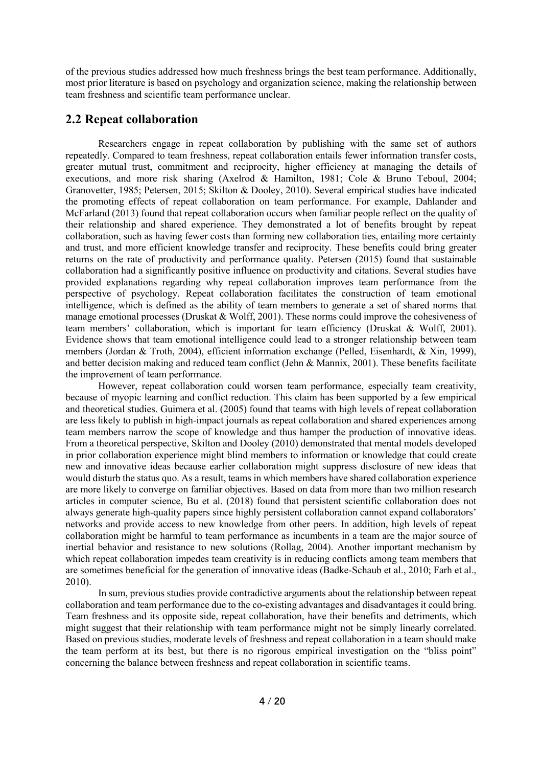of the previous studies addressed how much freshness brings the best team performance. Additionally, most prior literature is based on psychology and organization science, making the relationship between team freshness and scientific team performance unclear.

## 2.2 Repeat collaboration

Researchers engage in repeat collaboration by publishing with the same set of authors repeatedly. Compared to team freshness, repeat collaboration entails fewer information transfer costs, greater mutual trust, commitment and reciprocity, higher efficiency at managing the details of executions, and more risk sharing (Axelrod & Hamilton, 1981; Cole & Bruno Teboul, 2004; Granovetter, 1985; Petersen, 2015; Skilton & Dooley, 2010). Several empirical studies have indicated the promoting effects of repeat collaboration on team performance. For example, Dahlander and McFarland (2013) found that repeat collaboration occurs when familiar people reflect on the quality of their relationship and shared experience. They demonstrated a lot of benefits brought by repeat collaboration, such as having fewer costs than forming new collaboration ties, entailing more certainty and trust, and more efficient knowledge transfer and reciprocity. These benefits could bring greater returns on the rate of productivity and performance quality. Petersen (2015) found that sustainable collaboration had a significantly positive influence on productivity and citations. Several studies have provided explanations regarding why repeat collaboration improves team performance from the perspective of psychology. Repeat collaboration facilitates the construction of team emotional intelligence, which is defined as the ability of team members to generate a set of shared norms that manage emotional processes (Druskat & Wolff, 2001). These norms could improve the cohesiveness of team members' collaboration, which is important for team efficiency (Druskat & Wolff, 2001). Evidence shows that team emotional intelligence could lead to a stronger relationship between team members (Jordan & Troth, 2004), efficient information exchange (Pelled, Eisenhardt, & Xin, 1999), and better decision making and reduced team conflict (Jehn & Mannix, 2001). These benefits facilitate the improvement of team performance.

However, repeat collaboration could worsen team performance, especially team creativity, because of myopic learning and conflict reduction. This claim has been supported by a few empirical and theoretical studies. Guimera et al. (2005) found that teams with high levels of repeat collaboration are less likely to publish in high-impact journals as repeat collaboration and shared experiences among team members narrow the scope of knowledge and thus hamper the production of innovative ideas. From a theoretical perspective, Skilton and Dooley (2010) demonstrated that mental models developed in prior collaboration experience might blind members to information or knowledge that could create new and innovative ideas because earlier collaboration might suppress disclosure of new ideas that would disturb the status quo. As a result, teams in which members have shared collaboration experience are more likely to converge on familiar objectives. Based on data from more than two million research articles in computer science, Bu et al. (2018) found that persistent scientific collaboration does not always generate high-quality papers since highly persistent collaboration cannot expand collaborators' networks and provide access to new knowledge from other peers. In addition, high levels of repeat collaboration might be harmful to team performance as incumbents in a team are the major source of inertial behavior and resistance to new solutions (Rollag, 2004). Another important mechanism by which repeat collaboration impedes team creativity is in reducing conflicts among team members that are sometimes beneficial for the generation of innovative ideas (Badke-Schaub et al., 2010; Farh et al., 2010).

In sum, previous studies provide contradictive arguments about the relationship between repeat collaboration and team performance due to the co-existing advantages and disadvantages it could bring. Team freshness and its opposite side, repeat collaboration, have their benefits and detriments, which might suggest that their relationship with team performance might not be simply linearly correlated. Based on previous studies, moderate levels of freshness and repeat collaboration in a team should make the team perform at its best, but there is no rigorous empirical investigation on the "bliss point" concerning the balance between freshness and repeat collaboration in scientific teams.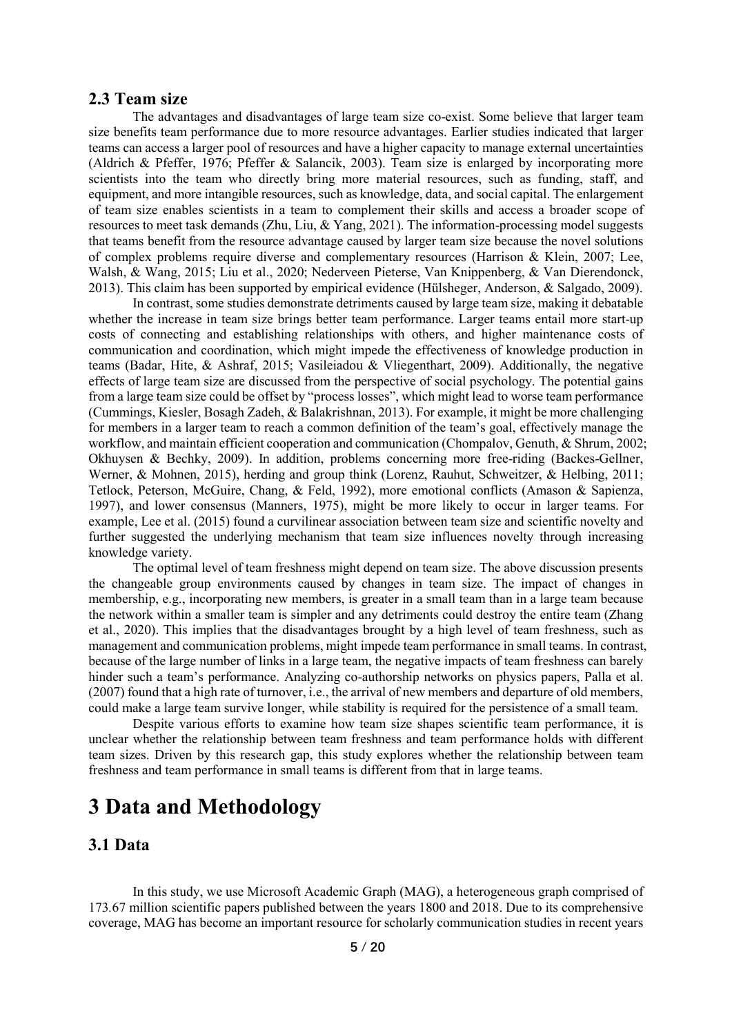## 2.3 Team size

The advantages and disadvantages of large team size co-exist. Some believe that larger team size benefits team performance due to more resource advantages. Earlier studies indicated that larger teams can access a larger pool of resources and have a higher capacity to manage external uncertainties (Aldrich & Pfeffer, 1976; Pfeffer & Salancik, 2003). Team size is enlarged by incorporating more scientists into the team who directly bring more material resources, such as funding, staff, and equipment, and more intangible resources, such as knowledge, data, and social capital. The enlargement of team size enables scientists in a team to complement their skills and access a broader scope of resources to meet task demands (Zhu, Liu, & Yang, 2021). The information-processing model suggests that teams benefit from the resource advantage caused by larger team size because the novel solutions of complex problems require diverse and complementary resources (Harrison & Klein, 2007; Lee, Walsh, & Wang, 2015; Liu et al., 2020; Nederveen Pieterse, Van Knippenberg, & Van Dierendonck, 2013). This claim has been supported by empirical evidence (Hülsheger, Anderson, & Salgado, 2009).

In contrast, some studies demonstrate detriments caused by large team size, making it debatable whether the increase in team size brings better team performance. Larger teams entail more start-up costs of connecting and establishing relationships with others, and higher maintenance costs of communication and coordination, which might impede the effectiveness of knowledge production in teams (Badar, Hite, & Ashraf, 2015; Vasileiadou & Vliegenthart, 2009). Additionally, the negative effects of large team size are discussed from the perspective of social psychology. The potential gains from a large team size could be offset by "process losses", which might lead to worse team performance (Cummings, Kiesler, Bosagh Zadeh, & Balakrishnan, 2013). For example, it might be more challenging for members in a larger team to reach a common definition of the team's goal, effectively manage the workflow, and maintain efficient cooperation and communication (Chompalov, Genuth, & Shrum, 2002; Okhuysen & Bechky, 2009). In addition, problems concerning more free-riding (Backes-Gellner, Werner, & Mohnen, 2015), herding and group think (Lorenz, Rauhut, Schweitzer, & Helbing, 2011; Tetlock, Peterson, McGuire, Chang, & Feld, 1992), more emotional conflicts (Amason & Sapienza, 1997), and lower consensus (Manners, 1975), might be more likely to occur in larger teams. For example, Lee et al. (2015) found a curvilinear association between team size and scientific novelty and further suggested the underlying mechanism that team size influences novelty through increasing knowledge variety.

The optimal level of team freshness might depend on team size. The above discussion presents the changeable group environments caused by changes in team size. The impact of changes in membership, e.g., incorporating new members, is greater in a small team than in a large team because the network within a smaller team is simpler and any detriments could destroy the entire team (Zhang et al., 2020). This implies that the disadvantages brought by a high level of team freshness, such as management and communication problems, might impede team performance in small teams. In contrast, because of the large number of links in a large team, the negative impacts of team freshness can barely hinder such a team's performance. Analyzing co-authorship networks on physics papers, Palla et al. (2007) found that a high rate of turnover, i.e., the arrival of new members and departure of old members, could make a large team survive longer, while stability is required for the persistence of a small team.

Despite various efforts to examine how team size shapes scientific team performance, it is unclear whether the relationship between team freshness and team performance holds with different team sizes. Driven by this research gap, this study explores whether the relationship between team freshness and team performance in small teams is different from that in large teams.

# 3 Data and Methodology

## 3.1 Data

In this study, we use Microsoft Academic Graph (MAG), a heterogeneous graph comprised of 173.67 million scientific papers published between the years 1800 and 2018. Due to its comprehensive coverage, MAG has become an important resource for scholarly communication studies in recent years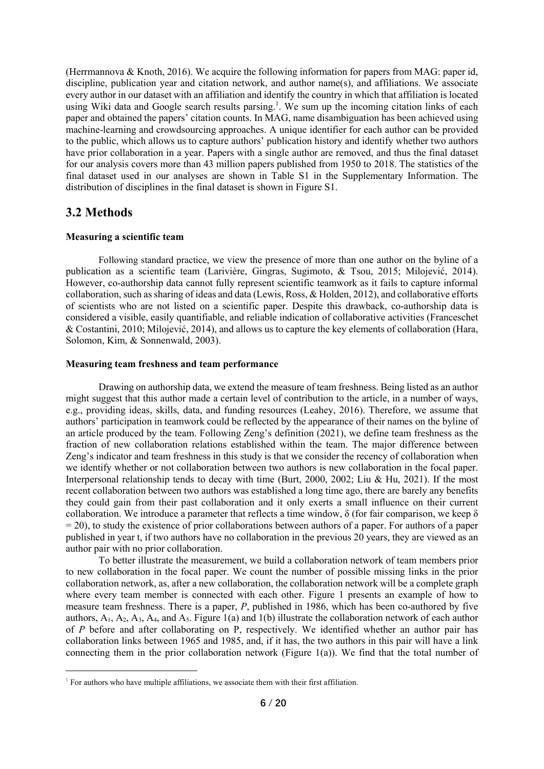(Herrmannova & Knoth, 2016). We acquire the following information for papers from MAG: paper id, discipline, publication year and citation network, and author name(s), and affiliations. We associate every author in our dataset with an affiliation and identify the country in which that affiliation is located using Wiki data and Google search results parsing.[1]. We sum up the incoming citation links of each paper and obtained the papers' citation counts. In MAG, name disambiguation has been achieved using machine-learning and crowdsourcing approaches. A unique identifier for each author can be provided to the public, which allows us to capture authors' publication history and identify whether two authors have prior collaboration in a year. Papers with a single author are removed, and thus the final dataset for our analysis covers more than 43 million papers published from 1950 to 2018. The statistics of the final dataset used in our analyses are shown in Table S1 in the Supplementary Information. The distribution of disciplines in the final dataset is shown in Figure S1.

## 3.2 Methods

**Measuring a scientific team**

Following standard practice, we view the presence of more than one author on the byline of a publication as a scientific team (Larivière, Gingras, Sugimoto, & Tsou, 2015; Milojević, 2014). However, co-authorship data cannot fully represent scientific teamwork as it fails to capture informal collaboration, such as sharing of ideas and data (Lewis, Ross, & Holden, 2012), and collaborative efforts of scientists who are not listed on a scientific paper. Despite this drawback, co-authorship data is considered a visible, easily quantifiable, and reliable indication of collaborative activities (Franceschet & Costantini, 2010; Milojević, 2014), and allows us to capture the key elements of collaboration (Hara, Solomon, Kim, & Sonnenwald, 2003).

**Measuring team freshness and team performance**

Drawing on authorship data, we extend the measure of team freshness. Being listed as an author might suggest that this author made a certain level of contribution to the article, in a number of ways, e.g., providing ideas, skills, data, and funding resources (Leahey, 2016). Therefore, we assume that authors' participation in teamwork could be reflected by the appearance of their names on the byline of an article produced by the team. Following Zeng's definition (2021), we define team freshness as the fraction of new collaboration relations established within the team. The major difference between Zeng's indicator and team freshness in this study is that we consider the recency of collaboration when we identify whether or not collaboration between two authors is new collaboration in the focal paper. Interpersonal relationship tends to decay with time (Burt, 2000, 2002; Liu & Hu, 2021). If the most recent collaboration between two authors was established a long time ago, there are barely any benefits they could gain from their past collaboration and it only exerts a small influence on their current collaboration. We introduce a parameter that reflects a time window, $\delta$ (for fair comparison, we keep $\delta = 20$), to study the existence of prior collaborations between authors of a paper. For authors of a paper published in year t, if two authors have no collaboration in the previous 20 years, they are viewed as an author pair with no prior collaboration.

To better illustrate the measurement, we build a collaboration network of team members prior to new collaboration in the focal paper. We count the number of possible missing links in the prior collaboration network, as, after a new collaboration, the collaboration network will be a complete graph where every team member is connected with each other. Figure 1 presents an example of how to measure team freshness. There is a paper, *P*, published in 1986, which has been co-authored by five authors, $A_1$, $A_2$, $A_3$, $A_4$, and $A_5$. Figure 1(a) and 1(b) illustrate the collaboration network of each author of *P* before and after collaborating on P, respectively. We identified whether an author pair has collaboration links between 1965 and 1985, and, if it has, the two authors in this pair will have a link connecting them in the prior collaboration network (Figure 1(a)). We find that the total number of

[1] For authors who have multiple affiliations, we associate them with their first affiliation.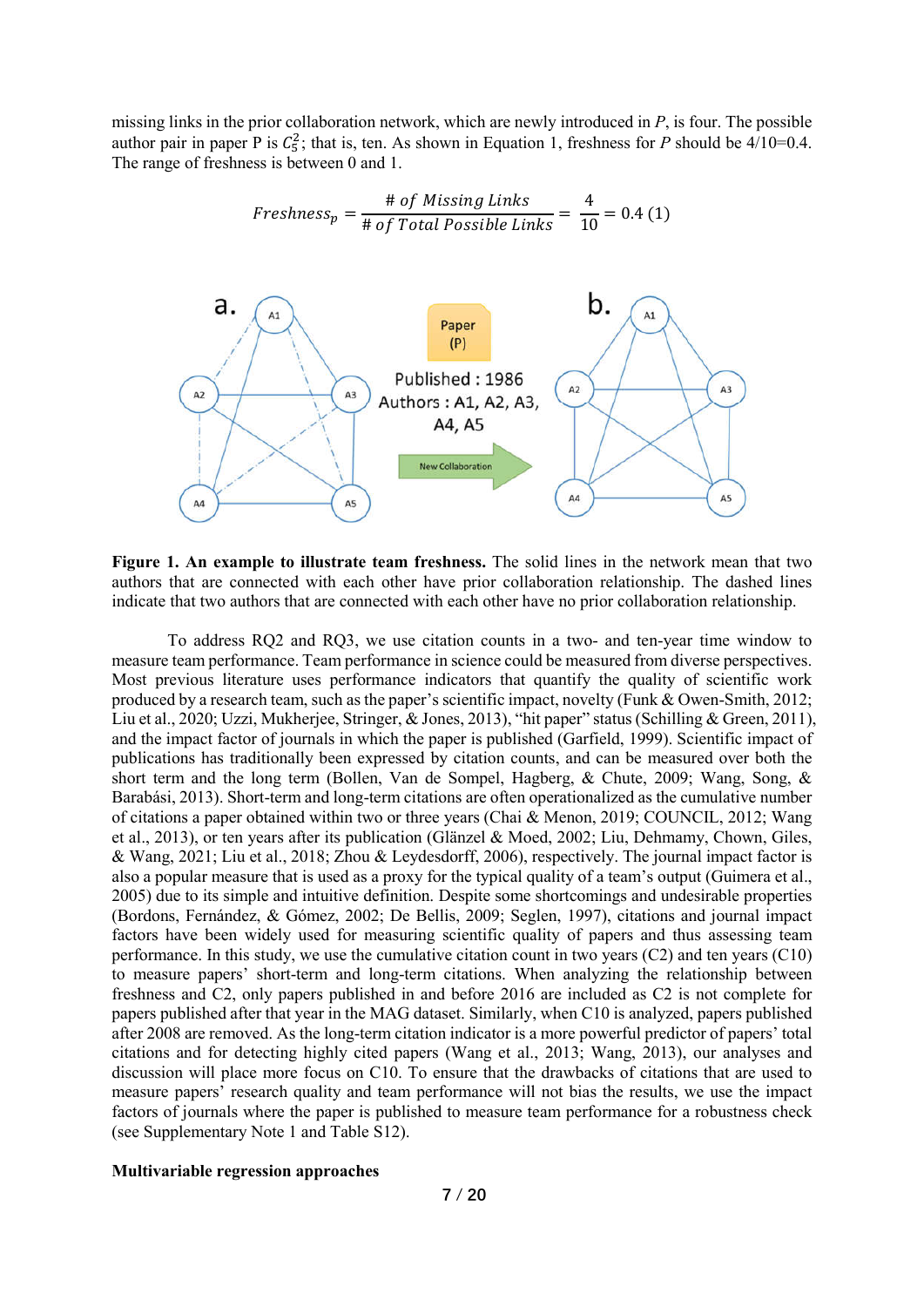missing links in the prior collaboration network, which are newly introduced in $P$, is four. The possible author pair in paper P is $C_5^2$; that is, ten. As shown in Equation 1, freshness for $P$ should be 4/10=0.4. The range of freshness is between 0 and 1.

$$Freshness_p = \frac{\#\ of\ Missing\ Links}{\#\ of\ Total\ Possible\ Links} = \frac{4}{10} = 0.4 \quad (1)$$

**Figure 1. An example to illustrate team freshness.** The solid lines in the network mean that two authors that are connected with each other have prior collaboration relationship. The dashed lines indicate that two authors that are connected with each other have no prior collaboration relationship.

To address RQ2 and RQ3, we use citation counts in a two- and ten-year time window to measure team performance. Team performance in science could be measured from diverse perspectives. Most previous literature uses performance indicators that quantify the quality of scientific work produced by a research team, such as the paper's scientific impact, novelty (Funk & Owen-Smith, 2012; Liu et al., 2020; Uzzi, Mukherjee, Stringer, & Jones, 2013), "hit paper" status (Schilling & Green, 2011), and the impact factor of journals in which the paper is published (Garfield, 1999). Scientific impact of publications has traditionally been expressed by citation counts, and can be measured over both the short term and the long term (Bollen, Van de Sompel, Hagberg, & Chute, 2009; Wang, Song, & Barabási, 2013). Short-term and long-term citations are often operationalized as the cumulative number of citations a paper obtained within two or three years (Chai & Menon, 2019; COUNCIL, 2012; Wang et al., 2013), or ten years after its publication (Glänzel & Moed, 2002; Liu, Dehmamy, Chown, Giles, & Wang, 2021; Liu et al., 2018; Zhou & Leydesdorff, 2006), respectively. The journal impact factor is also a popular measure that is used as a proxy for the typical quality of a team's output (Guimera et al., 2005) due to its simple and intuitive definition. Despite some shortcomings and undesirable properties (Bordons, Fernández, & Gómez, 2002; De Bellis, 2009; Seglen, 1997), citations and journal impact factors have been widely used for measuring scientific quality of papers and thus assessing team performance. In this study, we use the cumulative citation count in two years (C2) and ten years (C10) to measure papers' short-term and long-term citations. When analyzing the relationship between freshness and C2, only papers published in and before 2016 are included as C2 is not complete for papers published after that year in the MAG dataset. Similarly, when C10 is analyzed, papers published after 2008 are removed. As the long-term citation indicator is a more powerful predictor of papers' total citations and for detecting highly cited papers (Wang et al., 2013; Wang, 2013), our analyses and discussion will place more focus on C10. To ensure that the drawbacks of citations that are used to measure papers' research quality and team performance will not bias the results, we use the impact factors of journals where the paper is published to measure team performance for a robustness check (see Supplementary Note 1 and Table S12).

**Multivariable regression approaches**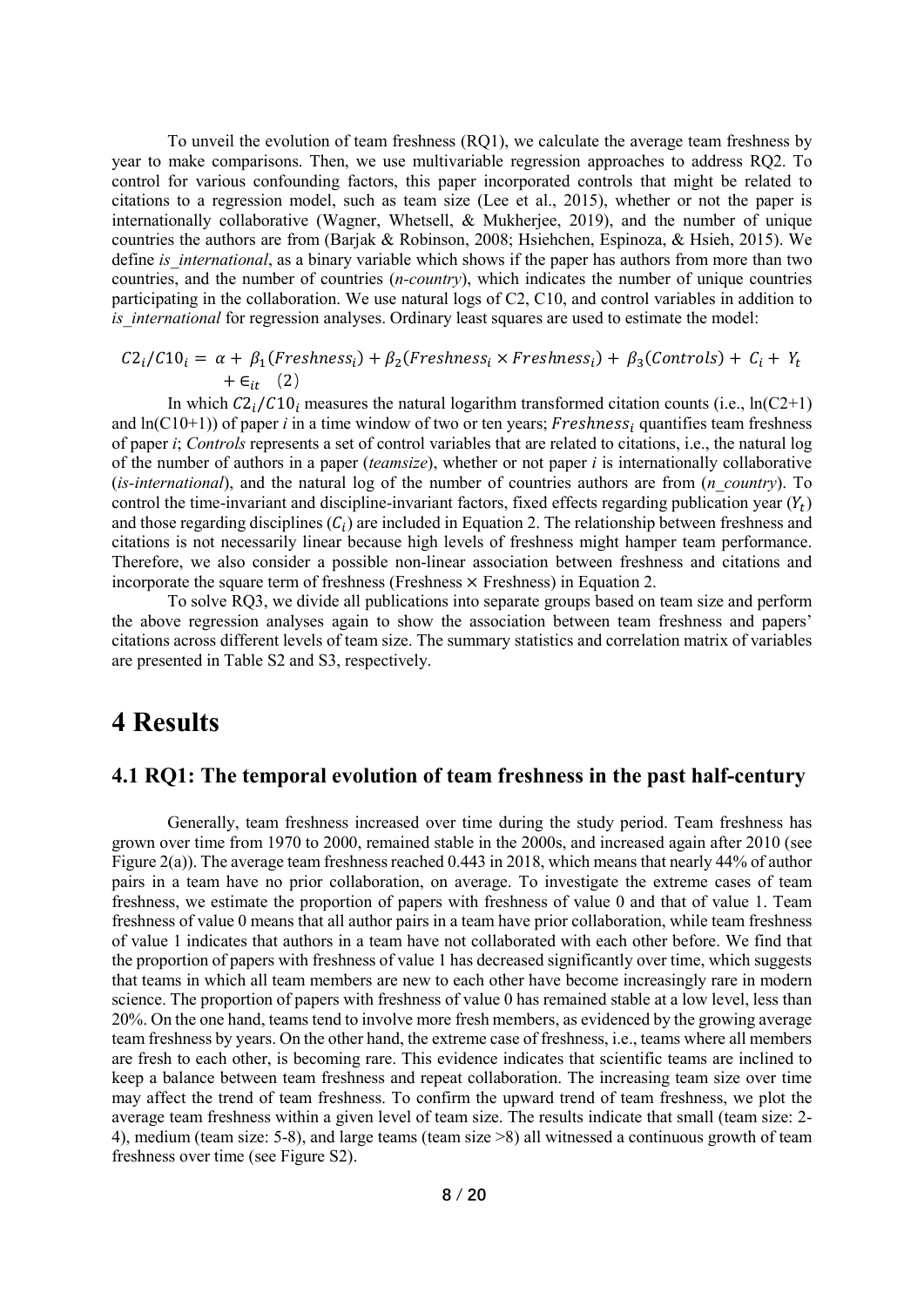To unveil the evolution of team freshness (RQ1), we calculate the average team freshness by year to make comparisons. Then, we use multivariable regression approaches to address RQ2. To control for various confounding factors, this paper incorporated controls that might be related to citations to a regression model, such as team size (Lee et al., 2015), whether or not the paper is internationally collaborative (Wagner, Whetsell, & Mukherjee, 2019), and the number of unique countries the authors are from (Barjak & Robinson, 2008; Hsiehchen, Espinoza, & Hsieh, 2015). We define *is_international*, as a binary variable which shows if the paper has authors from more than two countries, and the number of countries (*n-country*), which indicates the number of unique countries participating in the collaboration. We use natural logs of C2, C10, and control variables in addition to *is_international* for regression analyses. Ordinary least squares are used to estimate the model:

$$C2_i/C10_i = \alpha + \beta_1(Freshness_i) + \beta_2(Freshness_i \times Freshness_i) + \beta_3(Controls) + C_i + Y_t + \epsilon_{it} \quad (2)$$

In which $C2_i/C10_i$ measures the natural logarithm transformed citation counts (i.e., ln(C2+1) and ln(C10+1)) of paper *i* in a time window of two or ten years; $Freshness_i$ quantifies team freshness of paper *i*; *Controls* represents a set of control variables that are related to citations, i.e., the natural log of the number of authors in a paper (*teamsize*), whether or not paper *i* is internationally collaborative (*is-international*), and the natural log of the number of countries authors are from (*n_country*). To control the time-invariant and discipline-invariant factors, fixed effects regarding publication year ($Y_t$) and those regarding disciplines ($C_i$) are included in Equation 2. The relationship between freshness and citations is not necessarily linear because high levels of freshness might hamper team performance. Therefore, we also consider a possible non-linear association between freshness and citations and incorporate the square term of freshness (Freshness × Freshness) in Equation 2.

To solve RQ3, we divide all publications into separate groups based on team size and perform the above regression analyses again to show the association between team freshness and papers' citations across different levels of team size. The summary statistics and correlation matrix of variables are presented in Table S2 and S3, respectively.

# 4 Results

## 4.1 RQ1: The temporal evolution of team freshness in the past half-century

Generally, team freshness increased over time during the study period. Team freshness has grown over time from 1970 to 2000, remained stable in the 2000s, and increased again after 2010 (see Figure 2(a)). The average team freshness reached 0.443 in 2018, which means that nearly 44% of author pairs in a team have no prior collaboration, on average. To investigate the extreme cases of team freshness, we estimate the proportion of papers with freshness of value 0 and that of value 1. Team freshness of value 0 means that all author pairs in a team have prior collaboration, while team freshness of value 1 indicates that authors in a team have not collaborated with each other before. We find that the proportion of papers with freshness of value 1 has decreased significantly over time, which suggests that teams in which all team members are new to each other have become increasingly rare in modern science. The proportion of papers with freshness of value 0 has remained stable at a low level, less than 20%. On the one hand, teams tend to involve more fresh members, as evidenced by the growing average team freshness by years. On the other hand, the extreme case of freshness, i.e., teams where all members are fresh to each other, is becoming rare. This evidence indicates that scientific teams are inclined to keep a balance between team freshness and repeat collaboration. The increasing team size over time may affect the trend of team freshness. To confirm the upward trend of team freshness, we plot the average team freshness within a given level of team size. The results indicate that small (team size: 2-4), medium (team size: 5-8), and large teams (team size >8) all witnessed a continuous growth of team freshness over time (see Figure S2).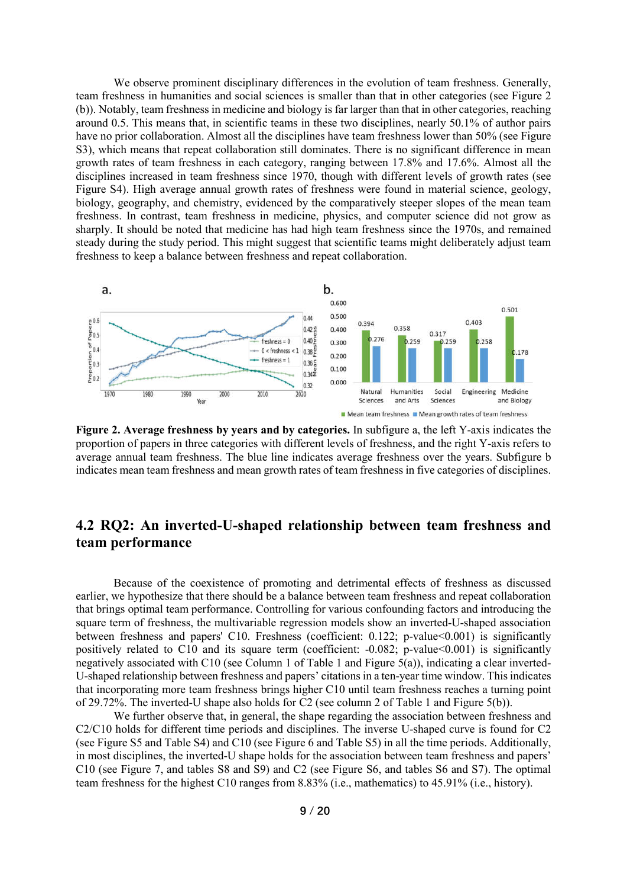We observe prominent disciplinary differences in the evolution of team freshness. Generally, team freshness in humanities and social sciences is smaller than that in other categories (see Figure 2 (b)). Notably, team freshness in medicine and biology is far larger than that in other categories, reaching around 0.5. This means that, in scientific teams in these two disciplines, nearly 50.1% of author pairs have no prior collaboration. Almost all the disciplines have team freshness lower than 50% (see Figure S3), which means that repeat collaboration still dominates. There is no significant difference in mean growth rates of team freshness in each category, ranging between 17.8% and 17.6%. Almost all the disciplines increased in team freshness since 1970, though with different levels of growth rates (see Figure S4). High average annual growth rates of freshness were found in material science, geology, biology, geography, and chemistry, evidenced by the comparatively steeper slopes of the mean team freshness. In contrast, team freshness in medicine, physics, and computer science did not grow as sharply. It should be noted that medicine has had high team freshness since the 1970s, and remained steady during the study period. This might suggest that scientific teams might deliberately adjust team freshness to keep a balance between freshness and repeat collaboration.

**Figure 2. Average freshness by years and by categories.** In subfigure a, the left Y-axis indicates the proportion of papers in three categories with different levels of freshness, and the right Y-axis refers to average annual team freshness. The blue line indicates average freshness over the years. Subfigure b indicates mean team freshness and mean growth rates of team freshness in five categories of disciplines.

## 4.2 RQ2: An inverted-U-shaped relationship between team freshness and team performance

Because of the coexistence of promoting and detrimental effects of freshness as discussed earlier, we hypothesize that there should be a balance between team freshness and repeat collaboration that brings optimal team performance. Controlling for various confounding factors and introducing the square term of freshness, the multivariable regression models show an inverted-U-shaped association between freshness and papers' C10. Freshness (coefficient: 0.122; p-value<0.001) is significantly positively related to C10 and its square term (coefficient: -0.082; p-value<0.001) is significantly negatively associated with C10 (see Column 1 of Table 1 and Figure 5(a)), indicating a clear inverted-U-shaped relationship between freshness and papers' citations in a ten-year time window. This indicates that incorporating more team freshness brings higher C10 until team freshness reaches a turning point of 29.72%. The inverted-U shape also holds for C2 (see column 2 of Table 1 and Figure 5(b)).

We further observe that, in general, the shape regarding the association between freshness and C2/C10 holds for different time periods and disciplines. The inverse U-shaped curve is found for C2 (see Figure S5 and Table S4) and C10 (see Figure 6 and Table S5) in all the time periods. Additionally, in most disciplines, the inverted-U shape holds for the association between team freshness and papers' C10 (see Figure 7, and tables S8 and S9) and C2 (see Figure S6, and tables S6 and S7). The optimal team freshness for the highest C10 ranges from 8.83% (i.e., mathematics) to 45.91% (i.e., history).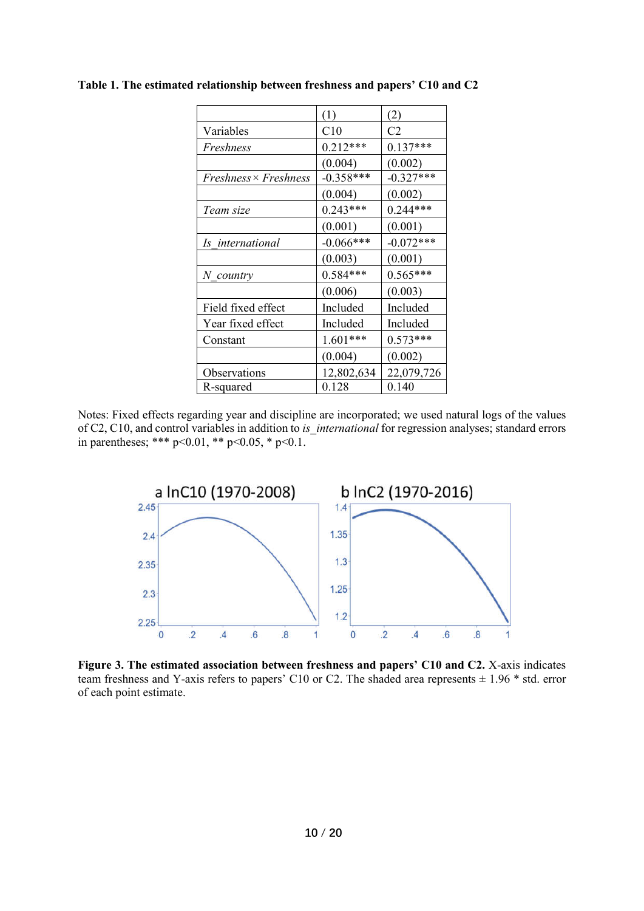**Table 1. The estimated relationship between freshness and papers' C10 and C2**

| | (1) | (2) |
|---|---|---|
| Variables | C10 | C2 |
| *Freshness* | 0.212*** | 0.137*** |
| | (0.004) | (0.002) |
| *Freshness* × *Freshness* | -0.358*** | -0.327*** |
| | (0.004) | (0.002) |
| *Team size* | 0.243*** | 0.244*** |
| | (0.001) | (0.001) |
| *Is_international* | -0.066*** | -0.072*** |
| | (0.003) | (0.001) |
| *N_country* | 0.584*** | 0.565*** |
| | (0.006) | (0.003) |
| Field fixed effect | Included | Included |
| Year fixed effect | Included | Included |
| Constant | 1.601*** | 0.573*** |
| | (0.004) | (0.002) |
| Observations | 12,802,634 | 22,079,726 |
| R-squared | 0.128 | 0.140 |

Notes: Fixed effects regarding year and discipline are incorporated; we used natural logs of the values of C2, C10, and control variables in addition to *is_international* for regression analyses; standard errors in parentheses; *** p<0.01, ** p<0.05, * p<0.1.

**Figure 3. The estimated association between freshness and papers' C10 and C2.** X-axis indicates team freshness and Y-axis refers to papers' C10 or C2. The shaded area represents ± 1.96 * std. error of each point estimate.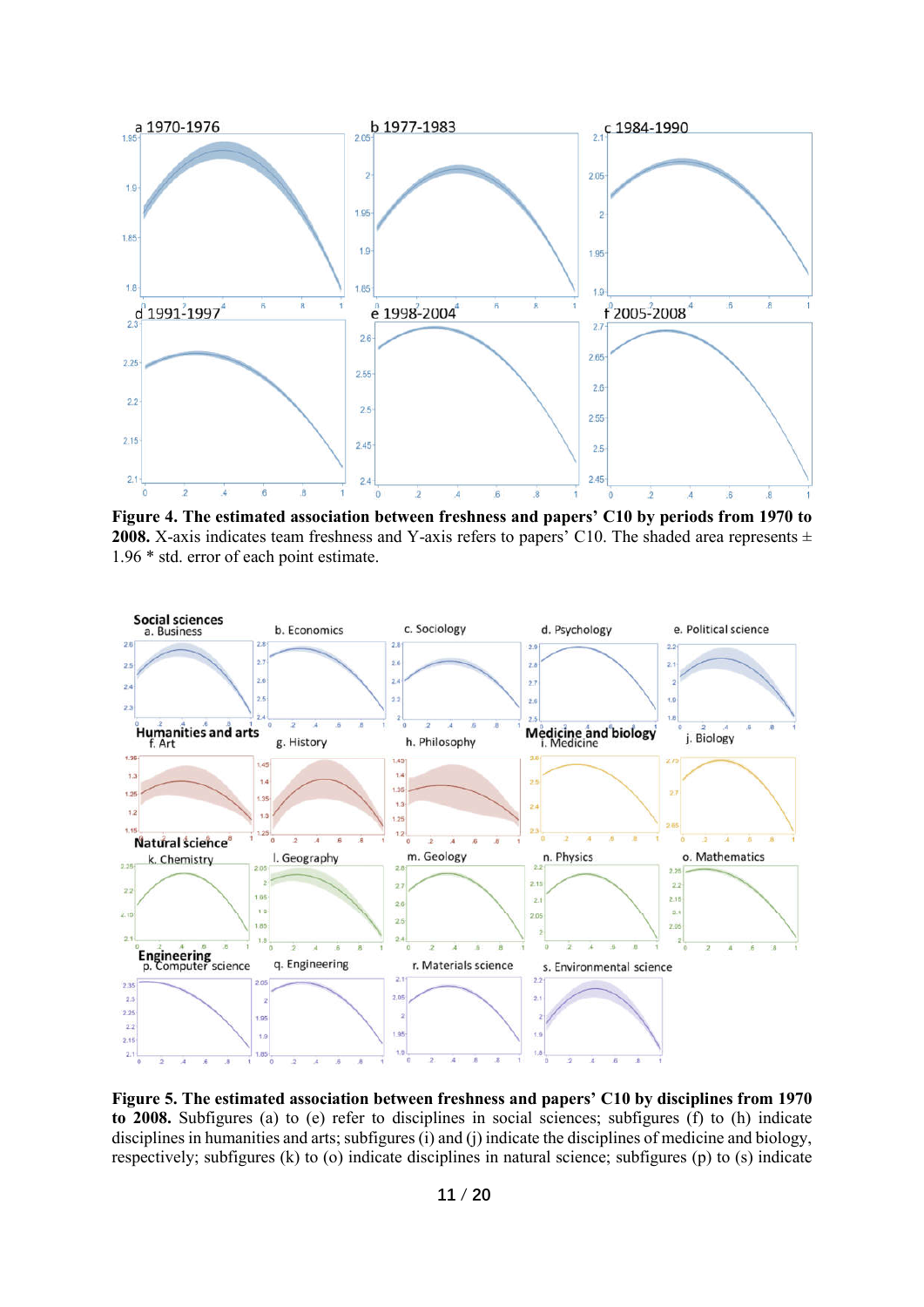**Figure 4. The estimated association between freshness and papers' C10 by periods from 1970 to 2008.** X-axis indicates team freshness and Y-axis refers to papers' C10. The shaded area represents ± 1.96 * std. error of each point estimate.

**Figure 5. The estimated association between freshness and papers' C10 by disciplines from 1970 to 2008.** Subfigures (a) to (e) refer to disciplines in social sciences; subfigures (f) to (h) indicate disciplines in humanities and arts; subfigures (i) and (j) indicate the disciplines of medicine and biology, respectively; subfigures (k) to (o) indicate disciplines in natural science; subfigures (p) to (s) indicate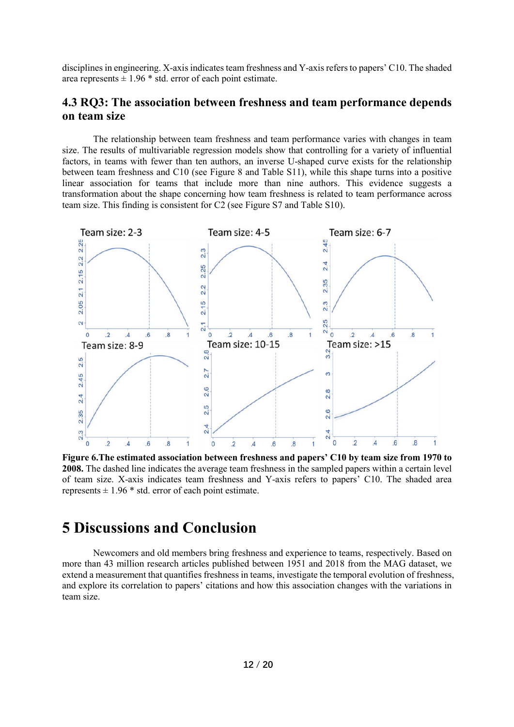disciplines in engineering. X-axis indicates team freshness and Y-axis refers to papers' C10. The shaded area represents ± 1.96 * std. error of each point estimate.

## 4.3 RQ3: The association between freshness and team performance depends on team size

The relationship between team freshness and team performance varies with changes in team size. The results of multivariable regression models show that controlling for a variety of influential factors, in teams with fewer than ten authors, an inverse U-shaped curve exists for the relationship between team freshness and C10 (see Figure 8 and Table S11), while this shape turns into a positive linear association for teams that include more than nine authors. This evidence suggests a transformation about the shape concerning how team freshness is related to team performance across team size. This finding is consistent for C2 (see Figure S7 and Table S10).

**Figure 6.The estimated association between freshness and papers' C10 by team size from 1970 to 2008.** The dashed line indicates the average team freshness in the sampled papers within a certain level of team size. X-axis indicates team freshness and Y-axis refers to papers' C10. The shaded area represents ± 1.96 * std. error of each point estimate.

# 5 Discussions and Conclusion

Newcomers and old members bring freshness and experience to teams, respectively. Based on more than 43 million research articles published between 1951 and 2018 from the MAG dataset, we extend a measurement that quantifies freshness in teams, investigate the temporal evolution of freshness, and explore its correlation to papers' citations and how this association changes with the variations in team size.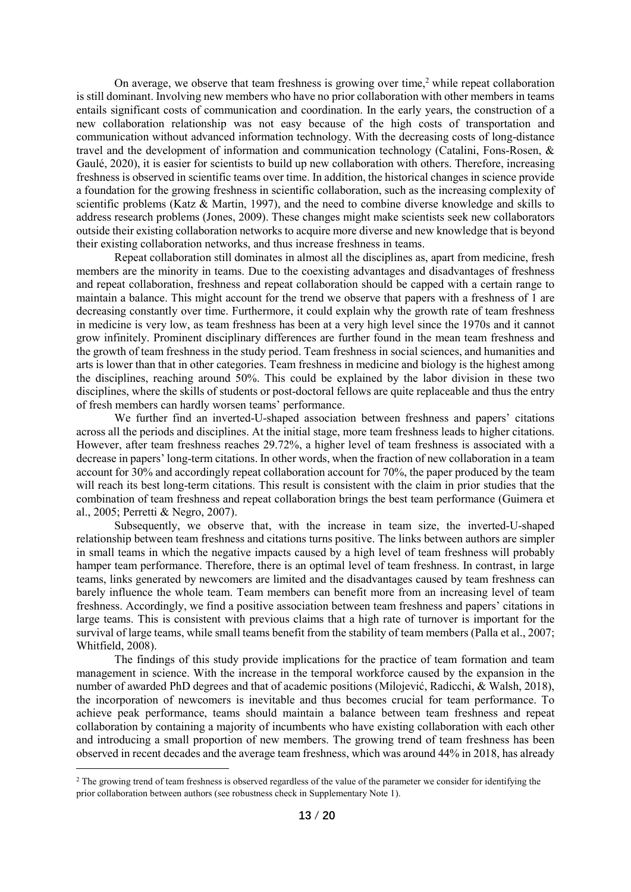On average, we observe that team freshness is growing over time,[2] while repeat collaboration is still dominant. Involving new members who have no prior collaboration with other members in teams entails significant costs of communication and coordination. In the early years, the construction of a new collaboration relationship was not easy because of the high costs of transportation and communication without advanced information technology. With the decreasing costs of long-distance travel and the development of information and communication technology (Catalini, Fons-Rosen, & Gaulé, 2020), it is easier for scientists to build up new collaboration with others. Therefore, increasing freshness is observed in scientific teams over time. In addition, the historical changes in science provide a foundation for the growing freshness in scientific collaboration, such as the increasing complexity of scientific problems (Katz & Martin, 1997), and the need to combine diverse knowledge and skills to address research problems (Jones, 2009). These changes might make scientists seek new collaborators outside their existing collaboration networks to acquire more diverse and new knowledge that is beyond their existing collaboration networks, and thus increase freshness in teams.

Repeat collaboration still dominates in almost all the disciplines as, apart from medicine, fresh members are the minority in teams. Due to the coexisting advantages and disadvantages of freshness and repeat collaboration, freshness and repeat collaboration should be capped with a certain range to maintain a balance. This might account for the trend we observe that papers with a freshness of 1 are decreasing constantly over time. Furthermore, it could explain why the growth rate of team freshness in medicine is very low, as team freshness has been at a very high level since the 1970s and it cannot grow infinitely. Prominent disciplinary differences are further found in the mean team freshness and the growth of team freshness in the study period. Team freshness in social sciences, and humanities and arts is lower than that in other categories. Team freshness in medicine and biology is the highest among the disciplines, reaching around 50%. This could be explained by the labor division in these two disciplines, where the skills of students or post-doctoral fellows are quite replaceable and thus the entry of fresh members can hardly worsen teams' performance.

We further find an inverted-U-shaped association between freshness and papers' citations across all the periods and disciplines. At the initial stage, more team freshness leads to higher citations. However, after team freshness reaches 29.72%, a higher level of team freshness is associated with a decrease in papers' long-term citations. In other words, when the fraction of new collaboration in a team account for 30% and accordingly repeat collaboration account for 70%, the paper produced by the team will reach its best long-term citations. This result is consistent with the claim in prior studies that the combination of team freshness and repeat collaboration brings the best team performance (Guimera et al., 2005; Perretti & Negro, 2007).

Subsequently, we observe that, with the increase in team size, the inverted-U-shaped relationship between team freshness and citations turns positive. The links between authors are simpler in small teams in which the negative impacts caused by a high level of team freshness will probably hamper team performance. Therefore, there is an optimal level of team freshness. In contrast, in large teams, links generated by newcomers are limited and the disadvantages caused by team freshness can barely influence the whole team. Team members can benefit more from an increasing level of team freshness. Accordingly, we find a positive association between team freshness and papers' citations in large teams. This is consistent with previous claims that a high rate of turnover is important for the survival of large teams, while small teams benefit from the stability of team members (Palla et al., 2007; Whitfield, 2008).

The findings of this study provide implications for the practice of team formation and team management in science. With the increase in the temporal workforce caused by the expansion in the number of awarded PhD degrees and that of academic positions (Milojević, Radicchi, & Walsh, 2018), the incorporation of newcomers is inevitable and thus becomes crucial for team performance. To achieve peak performance, teams should maintain a balance between team freshness and repeat collaboration by containing a majority of incumbents who have existing collaboration with each other and introducing a small proportion of new members. The growing trend of team freshness has been observed in recent decades and the average team freshness, which was around 44% in 2018, has already

[2] The growing trend of team freshness is observed regardless of the value of the parameter we consider for identifying the prior collaboration between authors (see robustness check in Supplementary Note 1).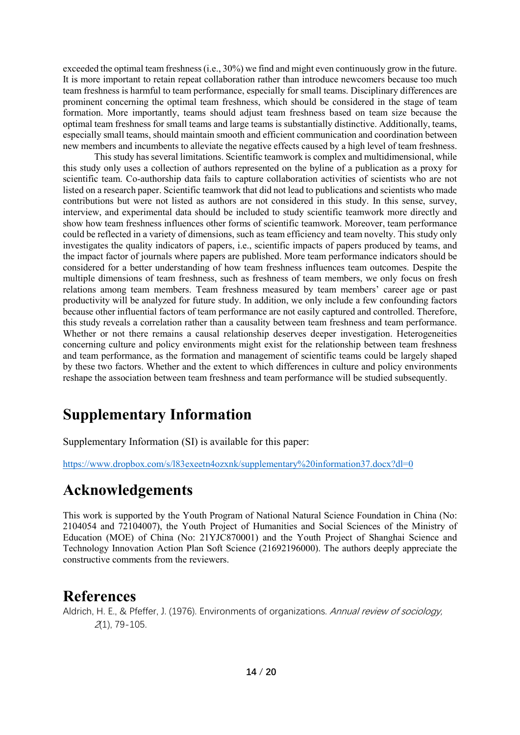exceeded the optimal team freshness (i.e., 30%) we find and might even continuously grow in the future. It is more important to retain repeat collaboration rather than introduce newcomers because too much team freshness is harmful to team performance, especially for small teams. Disciplinary differences are prominent concerning the optimal team freshness, which should be considered in the stage of team formation. More importantly, teams should adjust team freshness based on team size because the optimal team freshness for small teams and large teams is substantially distinctive. Additionally, teams, especially small teams, should maintain smooth and efficient communication and coordination between new members and incumbents to alleviate the negative effects caused by a high level of team freshness.

This study has several limitations. Scientific teamwork is complex and multidimensional, while this study only uses a collection of authors represented on the byline of a publication as a proxy for scientific team. Co-authorship data fails to capture collaboration activities of scientists who are not listed on a research paper. Scientific teamwork that did not lead to publications and scientists who made contributions but were not listed as authors are not considered in this study. In this sense, survey, interview, and experimental data should be included to study scientific teamwork more directly and show how team freshness influences other forms of scientific teamwork. Moreover, team performance could be reflected in a variety of dimensions, such as team efficiency and team novelty. This study only investigates the quality indicators of papers, i.e., scientific impacts of papers produced by teams, and the impact factor of journals where papers are published. More team performance indicators should be considered for a better understanding of how team freshness influences team outcomes. Despite the multiple dimensions of team freshness, such as freshness of team members, we only focus on fresh relations among team members. Team freshness measured by team members' career age or past productivity will be analyzed for future study. In addition, we only include a few confounding factors because other influential factors of team performance are not easily captured and controlled. Therefore, this study reveals a correlation rather than a causality between team freshness and team performance. Whether or not there remains a causal relationship deserves deeper investigation. Heterogeneities concerning culture and policy environments might exist for the relationship between team freshness and team performance, as the formation and management of scientific teams could be largely shaped by these two factors. Whether and the extent to which differences in culture and policy environments reshape the association between team freshness and team performance will be studied subsequently.

# Supplementary Information

Supplementary Information (SI) is available for this paper:

https://www.dropbox.com/s/l83exeetn4ozxnk/supplementary%20information37.docx?dl=0

# Acknowledgements

This work is supported by the Youth Program of National Natural Science Foundation in China (No: 2104054 and 72104007), the Youth Project of Humanities and Social Sciences of the Ministry of Education (MOE) of China (No: 21YJC870001) and the Youth Project of Shanghai Science and Technology Innovation Action Plan Soft Science (21692196000). The authors deeply appreciate the constructive comments from the reviewers.

# References

Aldrich, H. E., & Pfeffer, J. (1976). Environments of organizations. *Annual review of sociology, 2*(1), 79-105.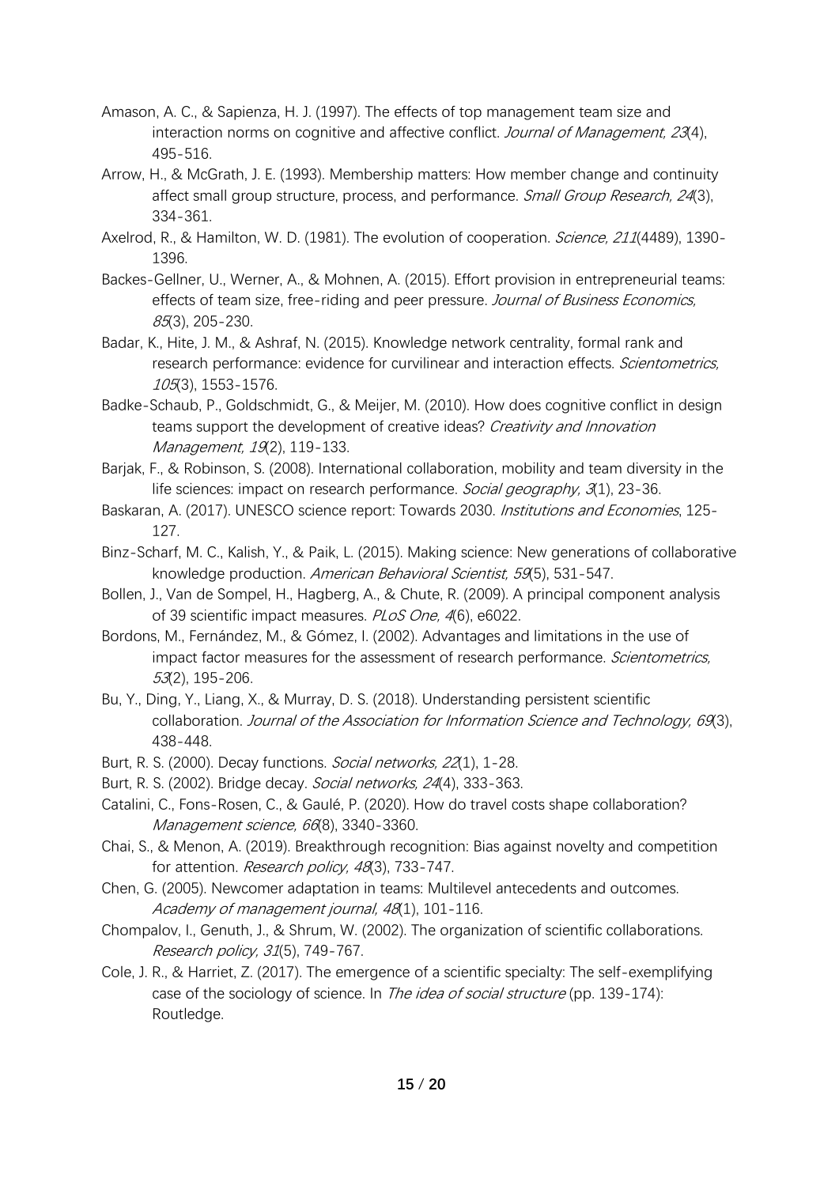Amason, A. C., & Sapienza, H. J. (1997). The effects of top management team size and interaction norms on cognitive and affective conflict. *Journal of Management, 23*(4), 495-516.

Arrow, H., & McGrath, J. E. (1993). Membership matters: How member change and continuity affect small group structure, process, and performance. *Small Group Research, 24*(3), 334-361.

Axelrod, R., & Hamilton, W. D. (1981). The evolution of cooperation. *Science, 211*(4489), 1390-1396.

Backes-Gellner, U., Werner, A., & Mohnen, A. (2015). Effort provision in entrepreneurial teams: effects of team size, free-riding and peer pressure. *Journal of Business Economics, 85*(3), 205-230.

Badar, K., Hite, J. M., & Ashraf, N. (2015). Knowledge network centrality, formal rank and research performance: evidence for curvilinear and interaction effects. *Scientometrics, 105*(3), 1553-1576.

Badke-Schaub, P., Goldschmidt, G., & Meijer, M. (2010). How does cognitive conflict in design teams support the development of creative ideas? *Creativity and Innovation Management, 19*(2), 119-133.

Barjak, F., & Robinson, S. (2008). International collaboration, mobility and team diversity in the life sciences: impact on research performance. *Social geography, 3*(1), 23-36.

Baskaran, A. (2017). UNESCO science report: Towards 2030. *Institutions and Economies*, 125-127.

Binz-Scharf, M. C., Kalish, Y., & Paik, L. (2015). Making science: New generations of collaborative knowledge production. *American Behavioral Scientist, 59*(5), 531-547.

Bollen, J., Van de Sompel, H., Hagberg, A., & Chute, R. (2009). A principal component analysis of 39 scientific impact measures. *PLoS One, 4*(6), e6022.

Bordons, M., Fernández, M., & Gómez, I. (2002). Advantages and limitations in the use of impact factor measures for the assessment of research performance. *Scientometrics, 53*(2), 195-206.

Bu, Y., Ding, Y., Liang, X., & Murray, D. S. (2018). Understanding persistent scientific collaboration. *Journal of the Association for Information Science and Technology, 69*(3), 438-448.

Burt, R. S. (2000). Decay functions. *Social networks, 22*(1), 1-28.

Burt, R. S. (2002). Bridge decay. *Social networks, 24*(4), 333-363.

Catalini, C., Fons-Rosen, C., & Gaulé, P. (2020). How do travel costs shape collaboration? *Management science, 66*(8), 3340-3360.

Chai, S., & Menon, A. (2019). Breakthrough recognition: Bias against novelty and competition for attention. *Research policy, 48*(3), 733-747.

Chen, G. (2005). Newcomer adaptation in teams: Multilevel antecedents and outcomes. *Academy of management journal, 48*(1), 101-116.

Chompalov, I., Genuth, J., & Shrum, W. (2002). The organization of scientific collaborations. *Research policy, 31*(5), 749-767.

Cole, J. R., & Harriet, Z. (2017). The emergence of a scientific specialty: The self-exemplifying case of the sociology of science. In *The idea of social structure* (pp. 139-174): Routledge.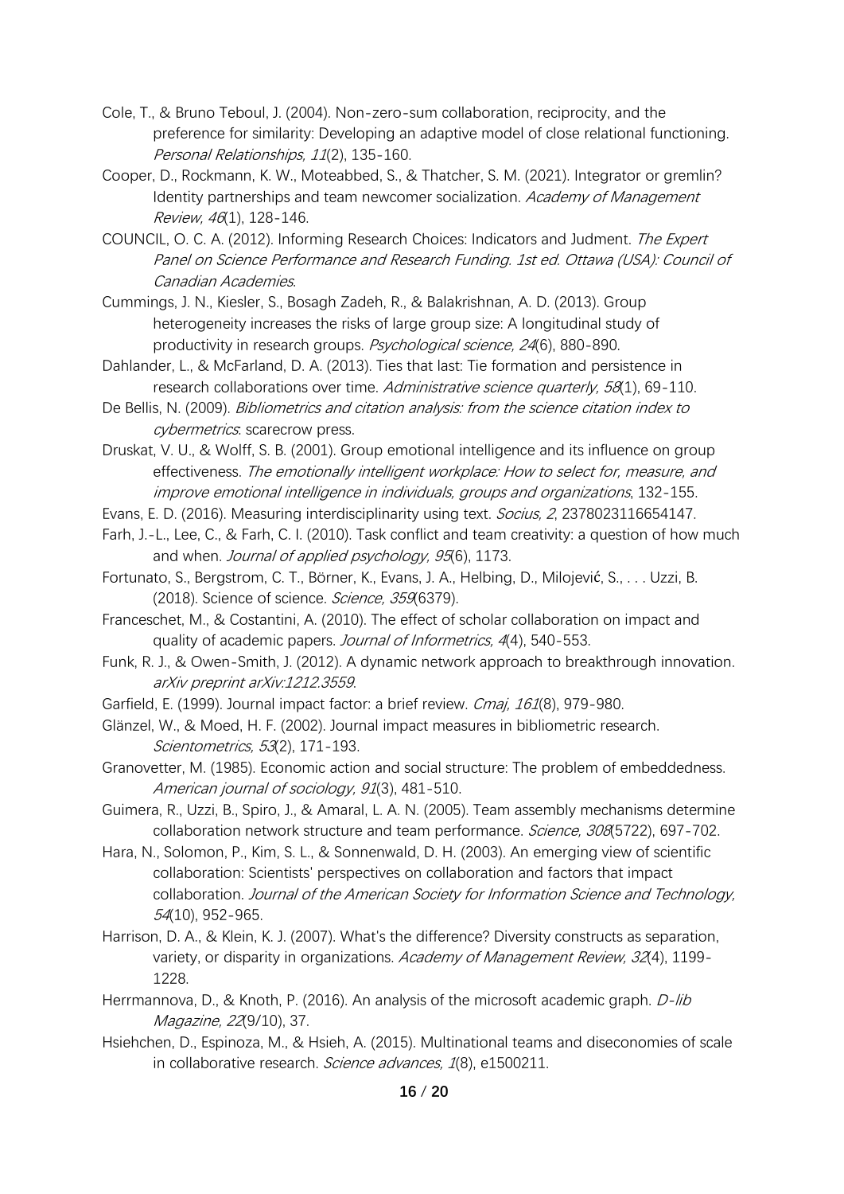Cole, T., & Bruno Teboul, J. (2004). Non-zero-sum collaboration, reciprocity, and the preference for similarity: Developing an adaptive model of close relational functioning. *Personal Relationships, 11*(2), 135-160.

Cooper, D., Rockmann, K. W., Moteabbed, S., & Thatcher, S. M. (2021). Integrator or gremlin? Identity partnerships and team newcomer socialization. *Academy of Management Review, 46*(1), 128-146.

COUNCIL, O. C. A. (2012). Informing Research Choices: Indicators and Judment. *The Expert Panel on Science Performance and Research Funding. 1st ed. Ottawa (USA): Council of Canadian Academies*.

Cummings, J. N., Kiesler, S., Bosagh Zadeh, R., & Balakrishnan, A. D. (2013). Group heterogeneity increases the risks of large group size: A longitudinal study of productivity in research groups. *Psychological science, 24*(6), 880-890.

Dahlander, L., & McFarland, D. A. (2013). Ties that last: Tie formation and persistence in research collaborations over time. *Administrative science quarterly, 58*(1), 69-110.

De Bellis, N. (2009). *Bibliometrics and citation analysis: from the science citation index to cybermetrics*: scarecrow press.

Druskat, V. U., & Wolff, S. B. (2001). Group emotional intelligence and its influence on group effectiveness. *The emotionally intelligent workplace: How to select for, measure, and improve emotional intelligence in individuals, groups and organizations*, 132-155.

Evans, E. D. (2016). Measuring interdisciplinarity using text. *Socius, 2*, 2378023116654147.

Farh, J.-L., Lee, C., & Farh, C. I. (2010). Task conflict and team creativity: a question of how much and when. *Journal of applied psychology, 95*(6), 1173.

Fortunato, S., Bergstrom, C. T., Börner, K., Evans, J. A., Helbing, D., Milojević, S., . . . Uzzi, B. (2018). Science of science. *Science, 359*(6379).

Franceschet, M., & Costantini, A. (2010). The effect of scholar collaboration on impact and quality of academic papers. *Journal of Informetrics, 4*(4), 540-553.

Funk, R. J., & Owen-Smith, J. (2012). A dynamic network approach to breakthrough innovation. *arXiv preprint arXiv:1212.3559*.

Garfield, E. (1999). Journal impact factor: a brief review. *Cmaj, 161*(8), 979-980.

Glänzel, W., & Moed, H. F. (2002). Journal impact measures in bibliometric research. *Scientometrics, 53*(2), 171-193.

Granovetter, M. (1985). Economic action and social structure: The problem of embeddedness. *American journal of sociology, 91*(3), 481-510.

Guimera, R., Uzzi, B., Spiro, J., & Amaral, L. A. N. (2005). Team assembly mechanisms determine collaboration network structure and team performance. *Science, 308*(5722), 697-702.

Hara, N., Solomon, P., Kim, S. L., & Sonnenwald, D. H. (2003). An emerging view of scientific collaboration: Scientists' perspectives on collaboration and factors that impact collaboration. *Journal of the American Society for Information Science and Technology, 54*(10), 952-965.

Harrison, D. A., & Klein, K. J. (2007). What's the difference? Diversity constructs as separation, variety, or disparity in organizations. *Academy of Management Review, 32*(4), 1199-1228.

Herrmannova, D., & Knoth, P. (2016). An analysis of the microsoft academic graph. *D-lib Magazine, 22*(9/10), 37.

Hsiehchen, D., Espinoza, M., & Hsieh, A. (2015). Multinational teams and diseconomies of scale in collaborative research. *Science advances, 1*(8), e1500211.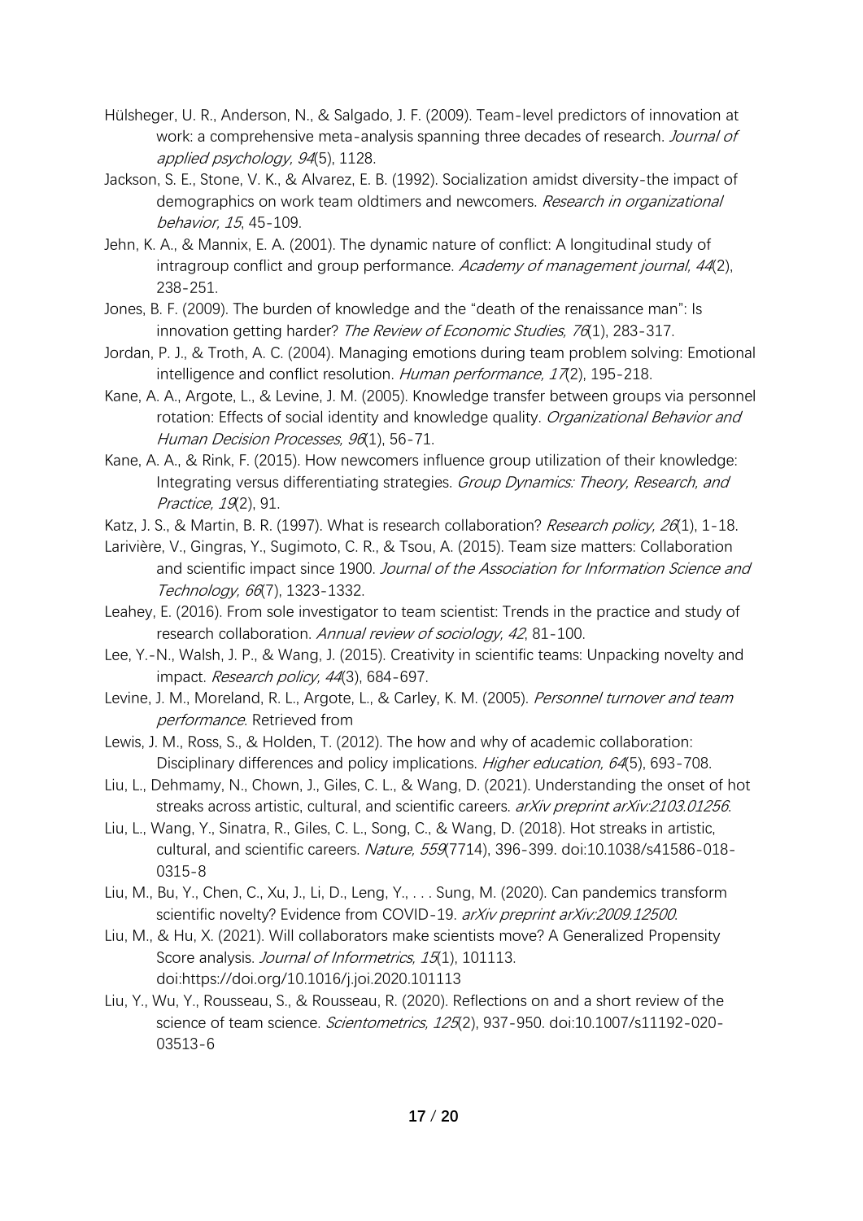Hülsheger, U. R., Anderson, N., & Salgado, J. F. (2009). Team-level predictors of innovation at work: a comprehensive meta-analysis spanning three decades of research. *Journal of applied psychology, 94*(5), 1128.

Jackson, S. E., Stone, V. K., & Alvarez, E. B. (1992). Socialization amidst diversity-the impact of demographics on work team oldtimers and newcomers. *Research in organizational behavior, 15*, 45-109.

Jehn, K. A., & Mannix, E. A. (2001). The dynamic nature of conflict: A longitudinal study of intragroup conflict and group performance. *Academy of management journal, 44*(2), 238-251.

Jones, B. F. (2009). The burden of knowledge and the "death of the renaissance man": Is innovation getting harder? *The Review of Economic Studies, 76*(1), 283-317.

Jordan, P. J., & Troth, A. C. (2004). Managing emotions during team problem solving: Emotional intelligence and conflict resolution. *Human performance, 17*(2), 195-218.

Kane, A. A., Argote, L., & Levine, J. M. (2005). Knowledge transfer between groups via personnel rotation: Effects of social identity and knowledge quality. *Organizational Behavior and Human Decision Processes, 96*(1), 56-71.

Kane, A. A., & Rink, F. (2015). How newcomers influence group utilization of their knowledge: Integrating versus differentiating strategies. *Group Dynamics: Theory, Research, and Practice, 19*(2), 91.

Katz, J. S., & Martin, B. R. (1997). What is research collaboration? *Research policy, 26*(1), 1-18.

Larivière, V., Gingras, Y., Sugimoto, C. R., & Tsou, A. (2015). Team size matters: Collaboration and scientific impact since 1900. *Journal of the Association for Information Science and Technology, 66*(7), 1323-1332.

Leahey, E. (2016). From sole investigator to team scientist: Trends in the practice and study of research collaboration. *Annual review of sociology, 42*, 81-100.

Lee, Y.-N., Walsh, J. P., & Wang, J. (2015). Creativity in scientific teams: Unpacking novelty and impact. *Research policy, 44*(3), 684-697.

Levine, J. M., Moreland, R. L., Argote, L., & Carley, K. M. (2005). *Personnel turnover and team performance*. Retrieved from

Lewis, J. M., Ross, S., & Holden, T. (2012). The how and why of academic collaboration: Disciplinary differences and policy implications. *Higher education, 64*(5), 693-708.

Liu, L., Dehmamy, N., Chown, J., Giles, C. L., & Wang, D. (2021). Understanding the onset of hot streaks across artistic, cultural, and scientific careers. *arXiv preprint arXiv:2103.01256*.

Liu, L., Wang, Y., Sinatra, R., Giles, C. L., Song, C., & Wang, D. (2018). Hot streaks in artistic, cultural, and scientific careers. *Nature, 559*(7714), 396-399. doi:10.1038/s41586-018-0315-8

Liu, M., Bu, Y., Chen, C., Xu, J., Li, D., Leng, Y., . . . Sung, M. (2020). Can pandemics transform scientific novelty? Evidence from COVID-19. *arXiv preprint arXiv:2009.12500*.

Liu, M., & Hu, X. (2021). Will collaborators make scientists move? A Generalized Propensity Score analysis. *Journal of Informetrics, 15*(1), 101113. doi:https://doi.org/10.1016/j.joi.2020.101113

Liu, Y., Wu, Y., Rousseau, S., & Rousseau, R. (2020). Reflections on and a short review of the science of team science. *Scientometrics, 125*(2), 937-950. doi:10.1007/s11192-020-03513-6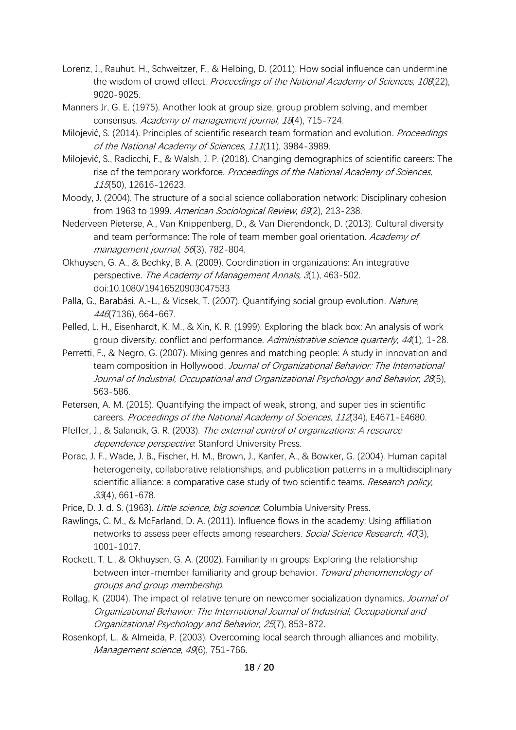Lorenz, J., Rauhut, H., Schweitzer, F., & Helbing, D. (2011). How social influence can undermine the wisdom of crowd effect. *Proceedings of the National Academy of Sciences, 108*(22), 9020-9025.

Manners Jr, G. E. (1975). Another look at group size, group problem solving, and member consensus. *Academy of management journal, 18*(4), 715-724.

Milojević, S. (2014). Principles of scientific research team formation and evolution. *Proceedings of the National Academy of Sciences, 111*(11), 3984-3989.

Milojević, S., Radicchi, F., & Walsh, J. P. (2018). Changing demographics of scientific careers: The rise of the temporary workforce. *Proceedings of the National Academy of Sciences, 115*(50), 12616-12623.

Moody, J. (2004). The structure of a social science collaboration network: Disciplinary cohesion from 1963 to 1999. *American Sociological Review, 69*(2), 213-238.

Nederveen Pieterse, A., Van Knippenberg, D., & Van Dierendonck, D. (2013). Cultural diversity and team performance: The role of team member goal orientation. *Academy of management journal, 56*(3), 782-804.

Okhuysen, G. A., & Bechky, B. A. (2009). Coordination in organizations: An integrative perspective. *The Academy of Management Annals, 3*(1), 463-502. doi:10.1080/19416520903047533

Palla, G., Barabási, A.-L., & Vicsek, T. (2007). Quantifying social group evolution. *Nature, 446*(7136), 664-667.

Pelled, L. H., Eisenhardt, K. M., & Xin, K. R. (1999). Exploring the black box: An analysis of work group diversity, conflict and performance. *Administrative science quarterly, 44*(1), 1-28.

Perretti, F., & Negro, G. (2007). Mixing genres and matching people: A study in innovation and team composition in Hollywood. *Journal of Organizational Behavior: The International Journal of Industrial, Occupational and Organizational Psychology and Behavior, 28*(5), 563-586.

Petersen, A. M. (2015). Quantifying the impact of weak, strong, and super ties in scientific careers. *Proceedings of the National Academy of Sciences, 112*(34), E4671-E4680.

Pfeffer, J., & Salancik, G. R. (2003). *The external control of organizations: A resource dependence perspective*: Stanford University Press.

Porac, J. F., Wade, J. B., Fischer, H. M., Brown, J., Kanfer, A., & Bowker, G. (2004). Human capital heterogeneity, collaborative relationships, and publication patterns in a multidisciplinary scientific alliance: a comparative case study of two scientific teams. *Research policy, 33*(4), 661-678.

Price, D. J. d. S. (1963). *Little science, big science*: Columbia University Press.

Rawlings, C. M., & McFarland, D. A. (2011). Influence flows in the academy: Using affiliation networks to assess peer effects among researchers. *Social Science Research, 40*(3), 1001-1017.

Rockett, T. L., & Okhuysen, G. A. (2002). Familiarity in groups: Exploring the relationship between inter-member familiarity and group behavior. *Toward phenomenology of groups and group membership*.

Rollag, K. (2004). The impact of relative tenure on newcomer socialization dynamics. *Journal of Organizational Behavior: The International Journal of Industrial, Occupational and Organizational Psychology and Behavior, 25*(7), 853-872.

Rosenkopf, L., & Almeida, P. (2003). Overcoming local search through alliances and mobility. *Management science, 49*(6), 751-766.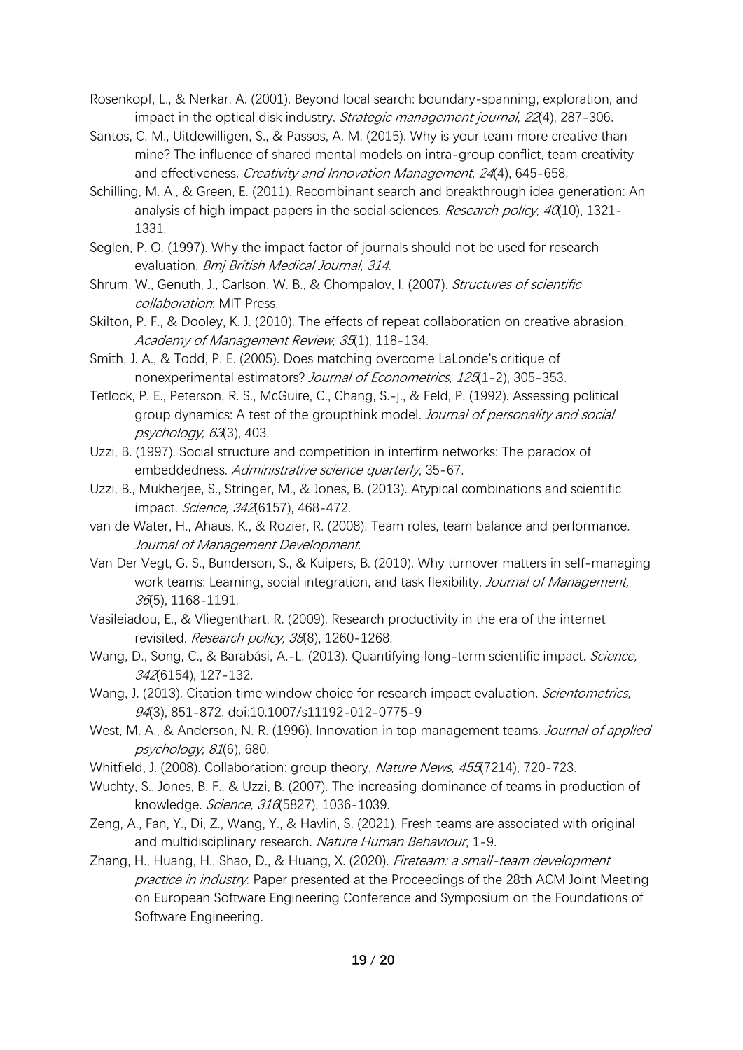Rosenkopf, L., & Nerkar, A. (2001). Beyond local search: boundary-spanning, exploration, and impact in the optical disk industry. *Strategic management journal, 22*(4), 287-306.

Santos, C. M., Uitdewilligen, S., & Passos, A. M. (2015). Why is your team more creative than mine? The influence of shared mental models on intra-group conflict, team creativity and effectiveness. *Creativity and Innovation Management, 24*(4), 645-658.

Schilling, M. A., & Green, E. (2011). Recombinant search and breakthrough idea generation: An analysis of high impact papers in the social sciences. *Research policy, 40*(10), 1321-1331.

Seglen, P. O. (1997). Why the impact factor of journals should not be used for research evaluation. *Bmj British Medical Journal, 314*.

Shrum, W., Genuth, J., Carlson, W. B., & Chompalov, I. (2007). *Structures of scientific collaboration*: MIT Press.

Skilton, P. F., & Dooley, K. J. (2010). The effects of repeat collaboration on creative abrasion. *Academy of Management Review, 35*(1), 118-134.

Smith, J. A., & Todd, P. E. (2005). Does matching overcome LaLonde's critique of nonexperimental estimators? *Journal of Econometrics, 125*(1-2), 305-353.

Tetlock, P. E., Peterson, R. S., McGuire, C., Chang, S.-j., & Feld, P. (1992). Assessing political group dynamics: A test of the groupthink model. *Journal of personality and social psychology, 63*(3), 403.

Uzzi, B. (1997). Social structure and competition in interfirm networks: The paradox of embeddedness. *Administrative science quarterly*, 35-67.

Uzzi, B., Mukherjee, S., Stringer, M., & Jones, B. (2013). Atypical combinations and scientific impact. *Science, 342*(6157), 468-472.

van de Water, H., Ahaus, K., & Rozier, R. (2008). Team roles, team balance and performance. *Journal of Management Development*.

Van Der Vegt, G. S., Bunderson, S., & Kuipers, B. (2010). Why turnover matters in self-managing work teams: Learning, social integration, and task flexibility. *Journal of Management, 36*(5), 1168-1191.

Vasileiadou, E., & Vliegenthart, R. (2009). Research productivity in the era of the internet revisited. *Research policy, 38*(8), 1260-1268.

Wang, D., Song, C., & Barabási, A.-L. (2013). Quantifying long-term scientific impact. *Science, 342*(6154), 127-132.

Wang, J. (2013). Citation time window choice for research impact evaluation. *Scientometrics, 94*(3), 851-872. doi:10.1007/s11192-012-0775-9

West, M. A., & Anderson, N. R. (1996). Innovation in top management teams. *Journal of applied psychology, 81*(6), 680.

Whitfield, J. (2008). Collaboration: group theory. *Nature News, 455*(7214), 720-723.

Wuchty, S., Jones, B. F., & Uzzi, B. (2007). The increasing dominance of teams in production of knowledge. *Science, 316*(5827), 1036-1039.

Zeng, A., Fan, Y., Di, Z., Wang, Y., & Havlin, S. (2021). Fresh teams are associated with original and multidisciplinary research. *Nature Human Behaviour*, 1-9.

Zhang, H., Huang, H., Shao, D., & Huang, X. (2020). *Fireteam: a small-team development practice in industry*. Paper presented at the Proceedings of the 28th ACM Joint Meeting on European Software Engineering Conference and Symposium on the Foundations of Software Engineering.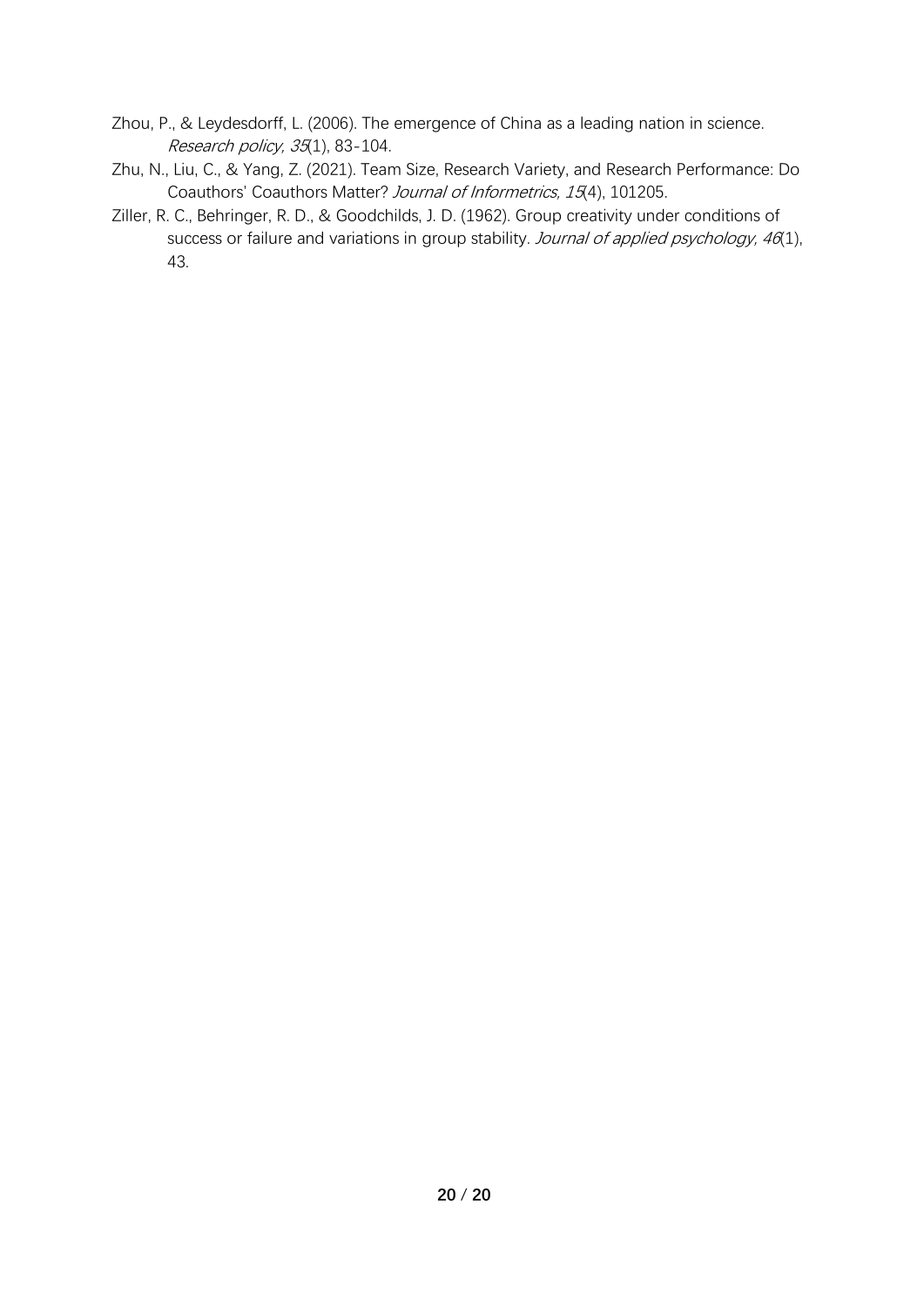Zhou, P., & Leydesdorff, L. (2006). The emergence of China as a leading nation in science. *Research policy, 35*(1), 83-104.

Zhu, N., Liu, C., & Yang, Z. (2021). Team Size, Research Variety, and Research Performance: Do Coauthors' Coauthors Matter? *Journal of Informetrics, 15*(4), 101205.

Ziller, R. C., Behringer, R. D., & Goodchilds, J. D. (1962). Group creativity under conditions of success or failure and variations in group stability. *Journal of applied psychology, 46*(1), 43.